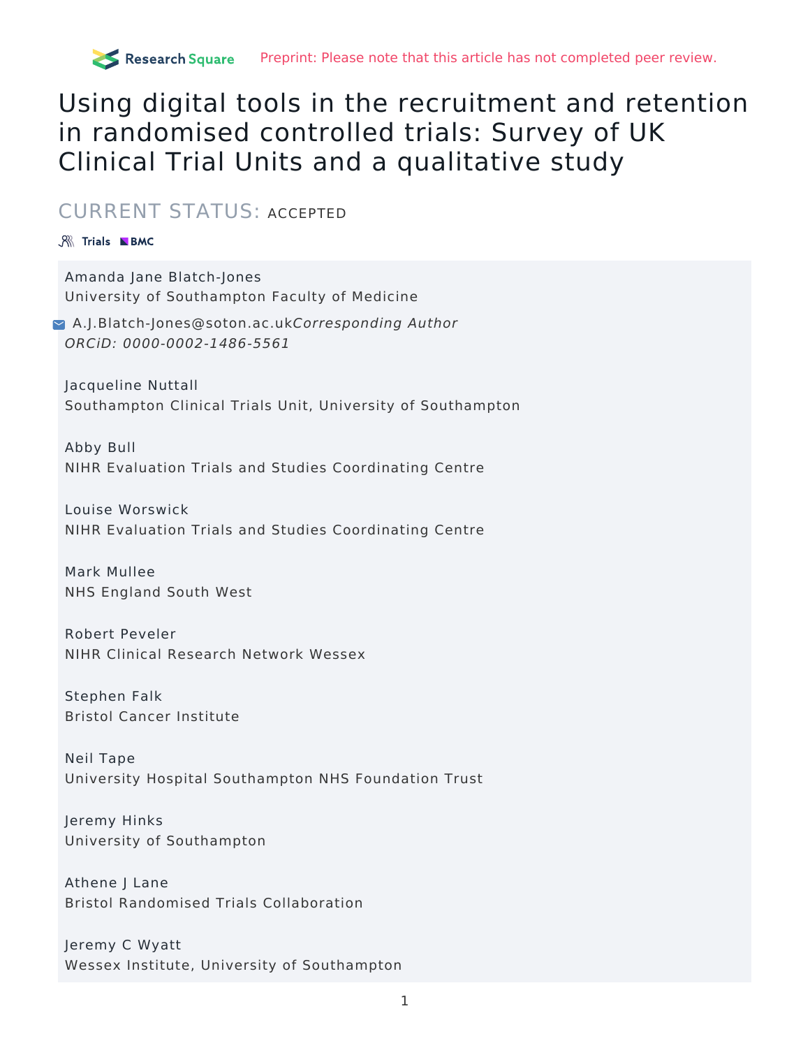Preprint: Please note that this article has not completed peer review.

# Using digital tools in the recruitment and retention in randomised controlled trials: Survey of UK Clinical Trial Units and a qualitative study

## CURRENT STATUS: ACCEPTED

Trials BMC

Amanda Jane Blatch-Jones
University of Southampton Faculty of Medicine

A.J.Blatch-Jones@soton.ac.uk *Corresponding Author*
*ORCiD: 0000-0002-1486-5561*

Jacqueline Nuttall
Southampton Clinical Trials Unit, University of Southampton

Abby Bull
NIHR Evaluation Trials and Studies Coordinating Centre

Louise Worswick
NIHR Evaluation Trials and Studies Coordinating Centre

Mark Mullee
NHS England South West

Robert Peveler
NIHR Clinical Research Network Wessex

Stephen Falk
Bristol Cancer Institute

Neil Tape
University Hospital Southampton NHS Foundation Trust

Jeremy Hinks
University of Southampton

Athene J Lane
Bristol Randomised Trials Collaboration

Jeremy C Wyatt
Wessex Institute, University of Southampton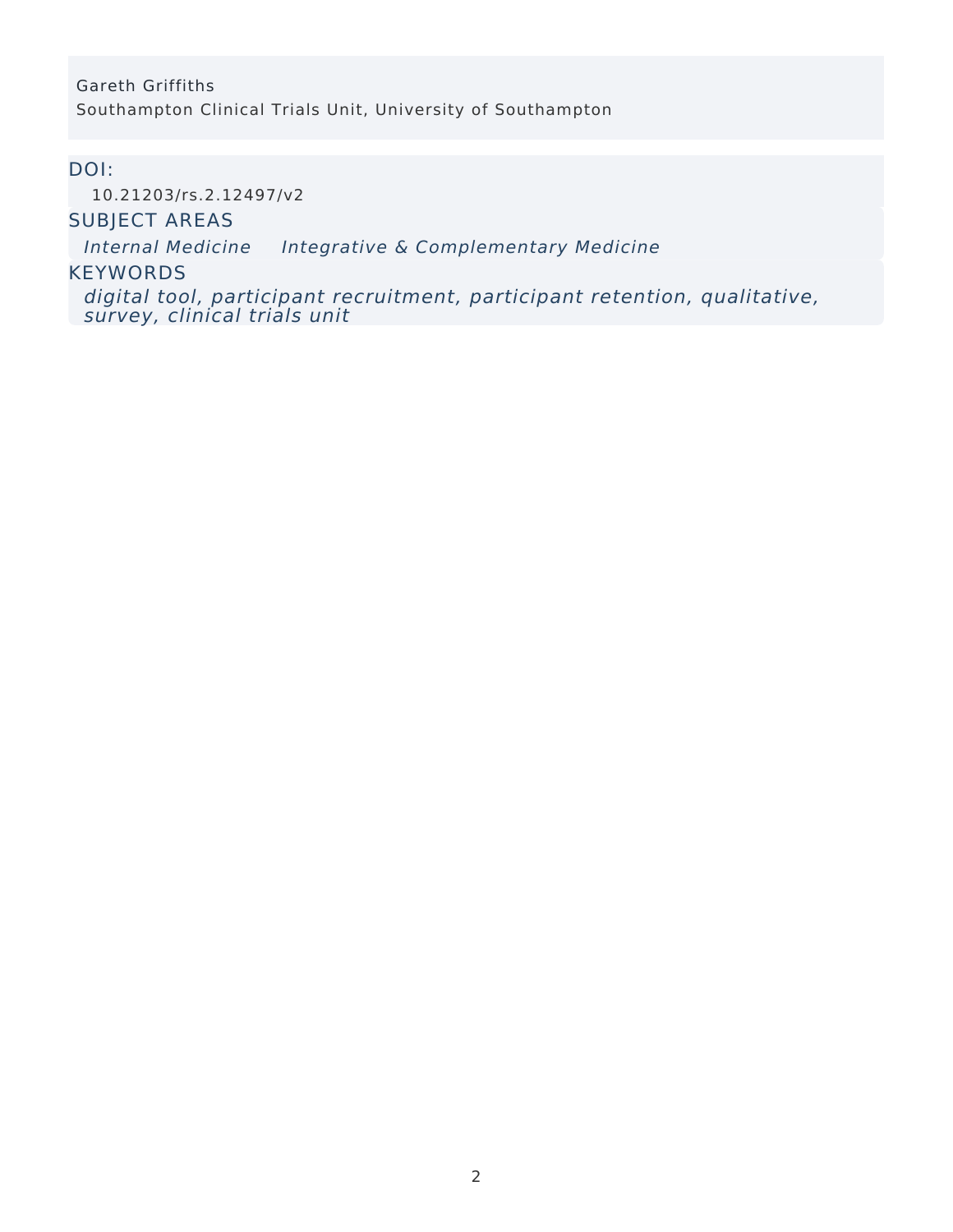Gareth Griffiths
Southampton Clinical Trials Unit, University of Southampton

## DOI:

10.21203/rs.2.12497/v2

## SUBJECT AREAS

*Internal Medicine* *Integrative & Complementary Medicine*

## KEYWORDS

*digital tool, participant recruitment, participant retention, qualitative, survey, clinical trials unit*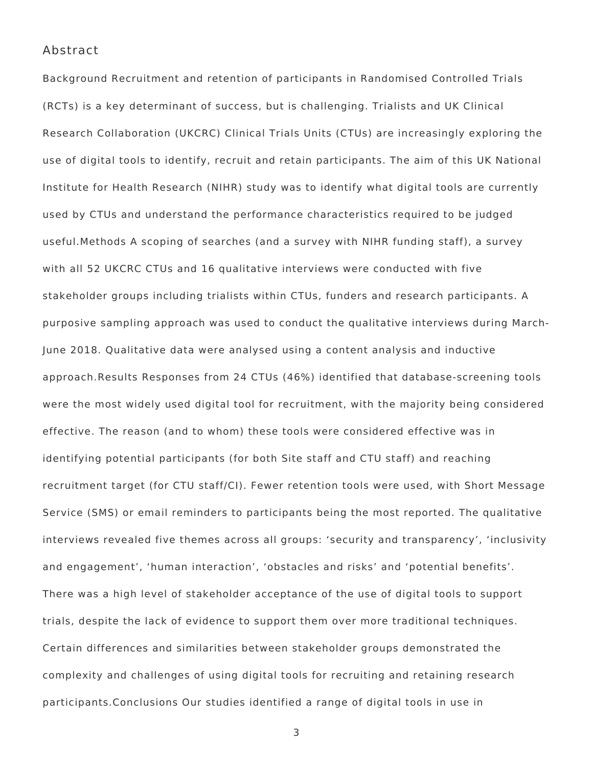## Abstract

Background Recruitment and retention of participants in Randomised Controlled Trials (RCTs) is a key determinant of success, but is challenging. Trialists and UK Clinical Research Collaboration (UKCRC) Clinical Trials Units (CTUs) are increasingly exploring the use of digital tools to identify, recruit and retain participants. The aim of this UK National Institute for Health Research (NIHR) study was to identify what digital tools are currently used by CTUs and understand the performance characteristics required to be judged useful.Methods A scoping of searches (and a survey with NIHR funding staff), a survey with all 52 UKCRC CTUs and 16 qualitative interviews were conducted with five stakeholder groups including trialists within CTUs, funders and research participants. A purposive sampling approach was used to conduct the qualitative interviews during March-June 2018. Qualitative data were analysed using a content analysis and inductive approach.Results Responses from 24 CTUs (46%) identified that database-screening tools were the most widely used digital tool for recruitment, with the majority being considered effective. The reason (and to whom) these tools were considered effective was in identifying potential participants (for both Site staff and CTU staff) and reaching recruitment target (for CTU staff/CI). Fewer retention tools were used, with Short Message Service (SMS) or email reminders to participants being the most reported. The qualitative interviews revealed five themes across all groups: 'security and transparency', 'inclusivity and engagement', 'human interaction', 'obstacles and risks' and 'potential benefits'. There was a high level of stakeholder acceptance of the use of digital tools to support trials, despite the lack of evidence to support them over more traditional techniques. Certain differences and similarities between stakeholder groups demonstrated the complexity and challenges of using digital tools for recruiting and retaining research participants.Conclusions Our studies identified a range of digital tools in use in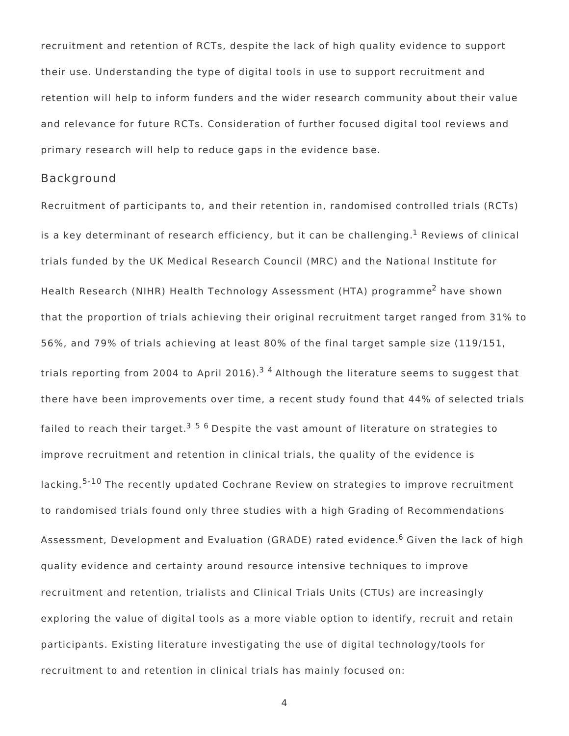recruitment and retention of RCTs, despite the lack of high quality evidence to support their use. Understanding the type of digital tools in use to support recruitment and retention will help to inform funders and the wider research community about their value and relevance for future RCTs. Consideration of further focused digital tool reviews and primary research will help to reduce gaps in the evidence base.

## Background

Recruitment of participants to, and their retention in, randomised controlled trials (RCTs) is a key determinant of research efficiency, but it can be challenging.[1] Reviews of clinical trials funded by the UK Medical Research Council (MRC) and the National Institute for Health Research (NIHR) Health Technology Assessment (HTA) programme[2] have shown that the proportion of trials achieving their original recruitment target ranged from 31% to 56%, and 79% of trials achieving at least 80% of the final target sample size (119/151, trials reporting from 2004 to April 2016).[3 4] Although the literature seems to suggest that there have been improvements over time, a recent study found that 44% of selected trials failed to reach their target.[3 5 6] Despite the vast amount of literature on strategies to improve recruitment and retention in clinical trials, the quality of the evidence is lacking.[5-10] The recently updated Cochrane Review on strategies to improve recruitment to randomised trials found only three studies with a high Grading of Recommendations Assessment, Development and Evaluation (GRADE) rated evidence.[6] Given the lack of high quality evidence and certainty around resource intensive techniques to improve recruitment and retention, trialists and Clinical Trials Units (CTUs) are increasingly exploring the value of digital tools as a more viable option to identify, recruit and retain participants. Existing literature investigating the use of digital technology/tools for recruitment to and retention in clinical trials has mainly focused on: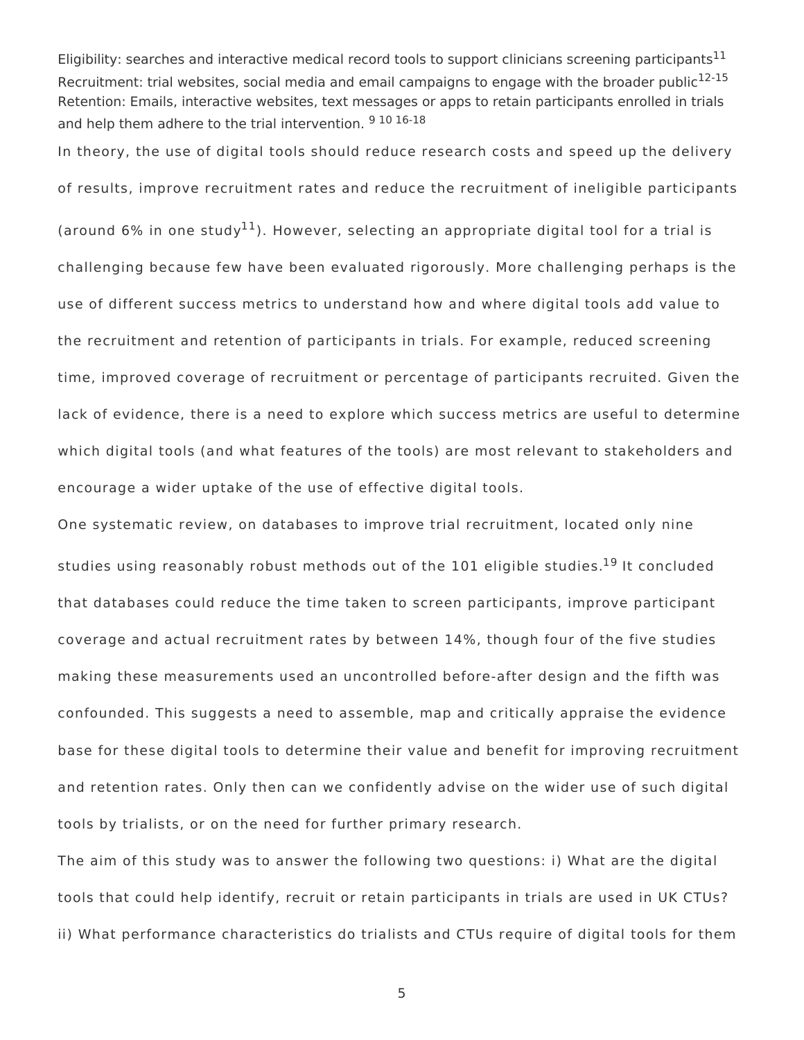Eligibility: searches and interactive medical record tools to support clinicians screening participants[11]
Recruitment: trial websites, social media and email campaigns to engage with the broader public[12-15]
Retention: Emails, interactive websites, text messages or apps to retain participants enrolled in trials and help them adhere to the trial intervention. [9 10 16-18]

In theory, the use of digital tools should reduce research costs and speed up the delivery of results, improve recruitment rates and reduce the recruitment of ineligible participants (around 6% in one study[11]). However, selecting an appropriate digital tool for a trial is challenging because few have been evaluated rigorously. More challenging perhaps is the use of different success metrics to understand how and where digital tools add value to the recruitment and retention of participants in trials. For example, reduced screening time, improved coverage of recruitment or percentage of participants recruited. Given the lack of evidence, there is a need to explore which success metrics are useful to determine which digital tools (and what features of the tools) are most relevant to stakeholders and encourage a wider uptake of the use of effective digital tools.

One systematic review, on databases to improve trial recruitment, located only nine studies using reasonably robust methods out of the 101 eligible studies.[19] It concluded that databases could reduce the time taken to screen participants, improve participant coverage and actual recruitment rates by between 14%, though four of the five studies making these measurements used an uncontrolled before-after design and the fifth was confounded. This suggests a need to assemble, map and critically appraise the evidence base for these digital tools to determine their value and benefit for improving recruitment and retention rates. Only then can we confidently advise on the wider use of such digital tools by trialists, or on the need for further primary research.

The aim of this study was to answer the following two questions: i) What are the digital tools that could help identify, recruit or retain participants in trials are used in UK CTUs? ii) What performance characteristics do trialists and CTUs require of digital tools for them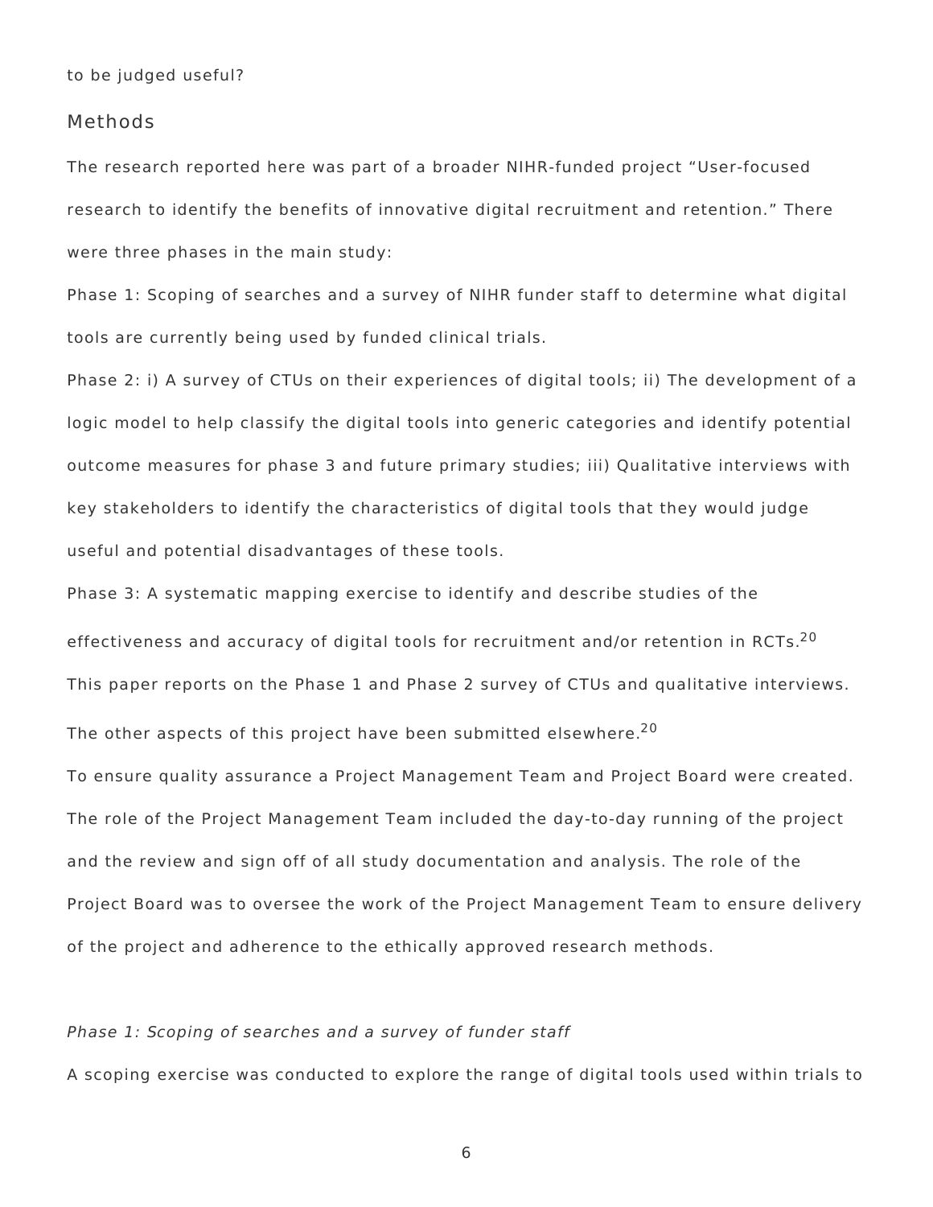to be judged useful?

## Methods

The research reported here was part of a broader NIHR-funded project "User-focused research to identify the benefits of innovative digital recruitment and retention." There were three phases in the main study:

Phase 1: Scoping of searches and a survey of NIHR funder staff to determine what digital tools are currently being used by funded clinical trials.

Phase 2: i) A survey of CTUs on their experiences of digital tools; ii) The development of a logic model to help classify the digital tools into generic categories and identify potential outcome measures for phase 3 and future primary studies; iii) Qualitative interviews with key stakeholders to identify the characteristics of digital tools that they would judge useful and potential disadvantages of these tools.

Phase 3: A systematic mapping exercise to identify and describe studies of the effectiveness and accuracy of digital tools for recruitment and/or retention in RCTs.[20]

This paper reports on the Phase 1 and Phase 2 survey of CTUs and qualitative interviews. The other aspects of this project have been submitted elsewhere.[20]

To ensure quality assurance a Project Management Team and Project Board were created. The role of the Project Management Team included the day-to-day running of the project and the review and sign off of all study documentation and analysis. The role of the Project Board was to oversee the work of the Project Management Team to ensure delivery of the project and adherence to the ethically approved research methods.

*Phase 1: Scoping of searches and a survey of funder staff*

A scoping exercise was conducted to explore the range of digital tools used within trials to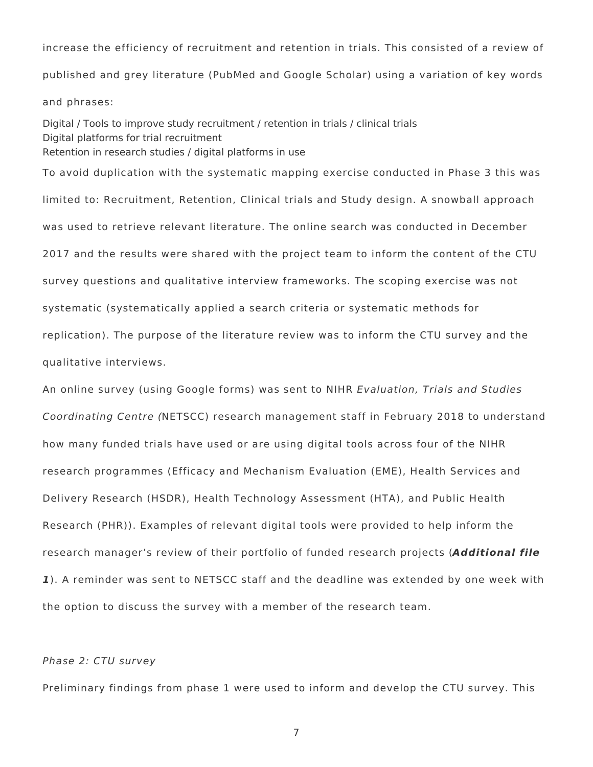increase the efficiency of recruitment and retention in trials. This consisted of a review of published and grey literature (PubMed and Google Scholar) using a variation of key words and phrases:

Digital / Tools to improve study recruitment / retention in trials / clinical trials
Digital platforms for trial recruitment
Retention in research studies / digital platforms in use

To avoid duplication with the systematic mapping exercise conducted in Phase 3 this was limited to: Recruitment, Retention, Clinical trials and Study design. A snowball approach was used to retrieve relevant literature. The online search was conducted in December 2017 and the results were shared with the project team to inform the content of the CTU survey questions and qualitative interview frameworks. The scoping exercise was not systematic (systematically applied a search criteria or systematic methods for replication). The purpose of the literature review was to inform the CTU survey and the qualitative interviews.

An online survey (using Google forms) was sent to NIHR *Evaluation, Trials and Studies Coordinating Centre (*NETSCC) research management staff in February 2018 to understand how many funded trials have used or are using digital tools across four of the NIHR research programmes (Efficacy and Mechanism Evaluation (EME), Health Services and Delivery Research (HSDR), Health Technology Assessment (HTA), and Public Health Research (PHR)). Examples of relevant digital tools were provided to help inform the research manager's review of their portfolio of funded research projects (***Additional file 1***). A reminder was sent to NETSCC staff and the deadline was extended by one week with the option to discuss the survey with a member of the research team.

*Phase 2: CTU survey*

Preliminary findings from phase 1 were used to inform and develop the CTU survey. This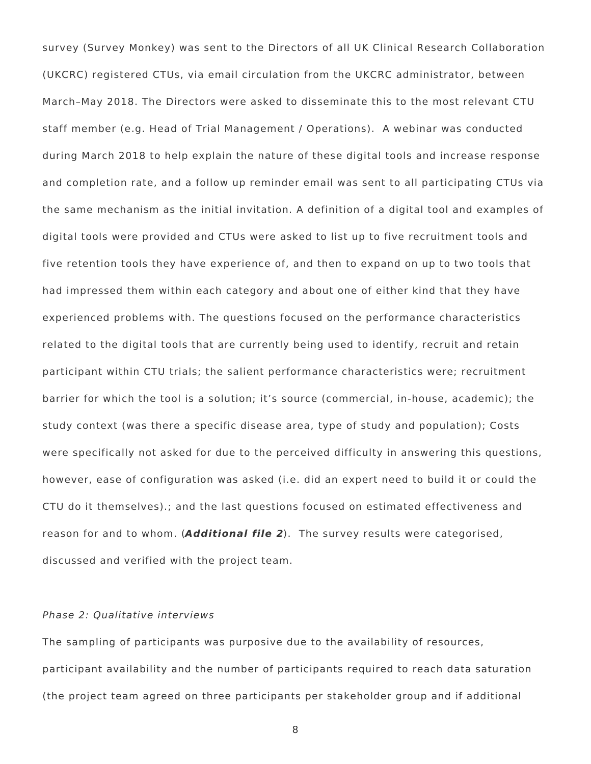survey (Survey Monkey) was sent to the Directors of all UK Clinical Research Collaboration (UKCRC) registered CTUs, via email circulation from the UKCRC administrator, between March–May 2018. The Directors were asked to disseminate this to the most relevant CTU staff member (e.g. Head of Trial Management / Operations). A webinar was conducted during March 2018 to help explain the nature of these digital tools and increase response and completion rate, and a follow up reminder email was sent to all participating CTUs via the same mechanism as the initial invitation. A definition of a digital tool and examples of digital tools were provided and CTUs were asked to list up to five recruitment tools and five retention tools they have experience of, and then to expand on up to two tools that had impressed them within each category and about one of either kind that they have experienced problems with. The questions focused on the performance characteristics related to the digital tools that are currently being used to identify, recruit and retain participant within CTU trials; the salient performance characteristics were; recruitment barrier for which the tool is a solution; it's source (commercial, in-house, academic); the study context (was there a specific disease area, type of study and population); Costs were specifically not asked for due to the perceived difficulty in answering this questions, however, ease of configuration was asked (i.e. did an expert need to build it or could the CTU do it themselves).; and the last questions focused on estimated effectiveness and reason for and to whom. (***Additional file 2***). The survey results were categorised, discussed and verified with the project team.

*Phase 2: Qualitative interviews*

The sampling of participants was purposive due to the availability of resources, participant availability and the number of participants required to reach data saturation (the project team agreed on three participants per stakeholder group and if additional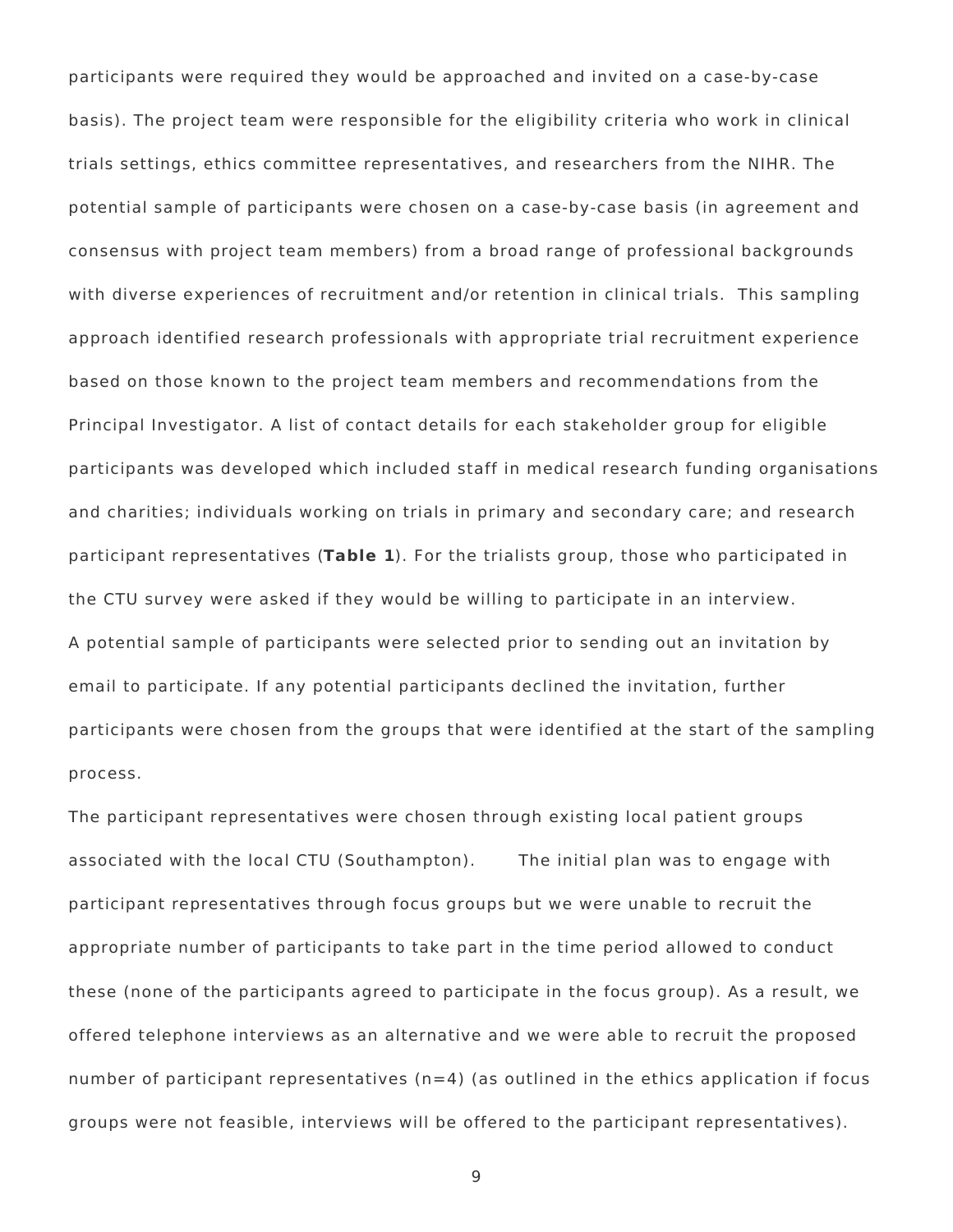participants were required they would be approached and invited on a case-by-case basis). The project team were responsible for the eligibility criteria who work in clinical trials settings, ethics committee representatives, and researchers from the NIHR. The potential sample of participants were chosen on a case-by-case basis (in agreement and consensus with project team members) from a broad range of professional backgrounds with diverse experiences of recruitment and/or retention in clinical trials. This sampling approach identified research professionals with appropriate trial recruitment experience based on those known to the project team members and recommendations from the Principal Investigator. A list of contact details for each stakeholder group for eligible participants was developed which included staff in medical research funding organisations and charities; individuals working on trials in primary and secondary care; and research participant representatives (**Table 1**). For the trialists group, those who participated in the CTU survey were asked if they would be willing to participate in an interview.

A potential sample of participants were selected prior to sending out an invitation by email to participate. If any potential participants declined the invitation, further participants were chosen from the groups that were identified at the start of the sampling process.

The participant representatives were chosen through existing local patient groups associated with the local CTU (Southampton). The initial plan was to engage with participant representatives through focus groups but we were unable to recruit the appropriate number of participants to take part in the time period allowed to conduct these (none of the participants agreed to participate in the focus group). As a result, we offered telephone interviews as an alternative and we were able to recruit the proposed number of participant representatives (n=4) (as outlined in the ethics application if focus groups were not feasible, interviews will be offered to the participant representatives).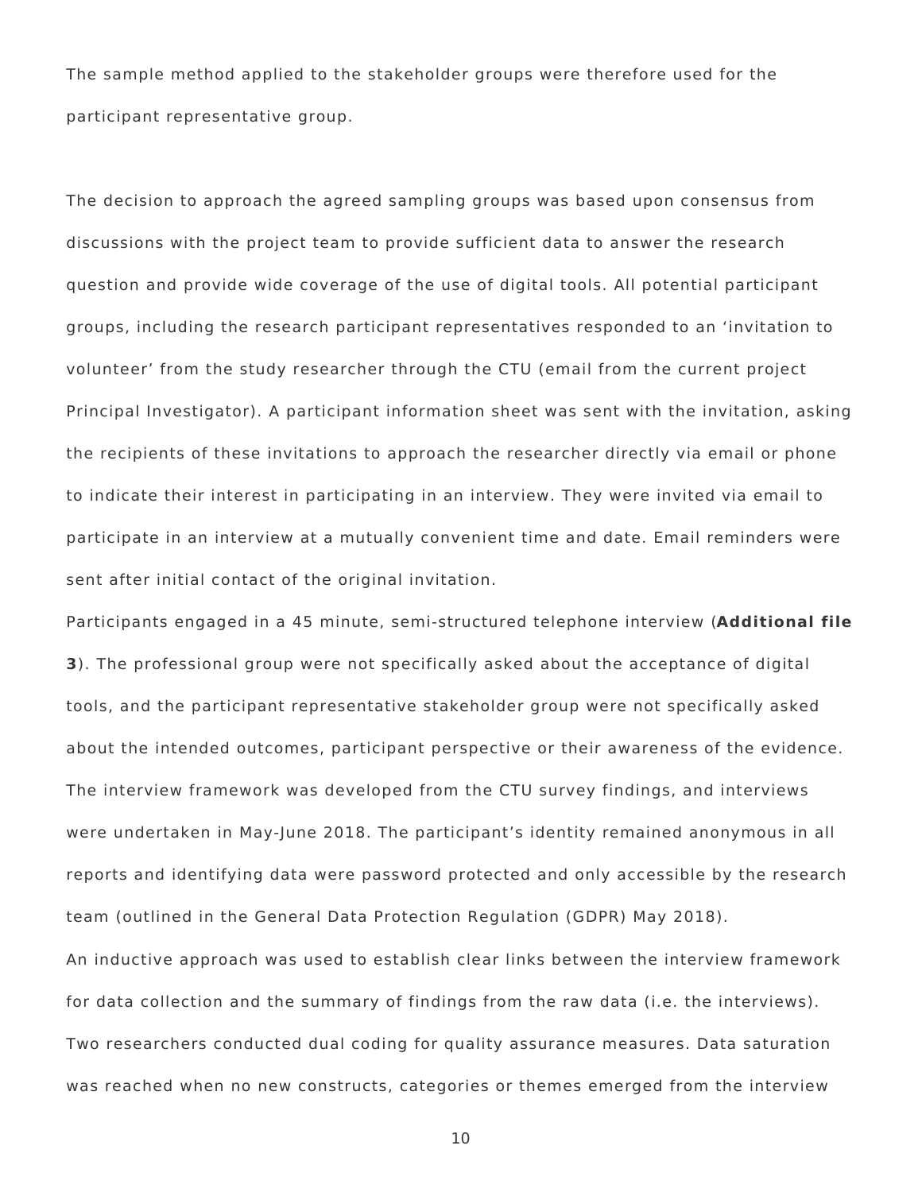The sample method applied to the stakeholder groups were therefore used for the participant representative group.

The decision to approach the agreed sampling groups was based upon consensus from discussions with the project team to provide sufficient data to answer the research question and provide wide coverage of the use of digital tools. All potential participant groups, including the research participant representatives responded to an 'invitation to volunteer' from the study researcher through the CTU (email from the current project Principal Investigator). A participant information sheet was sent with the invitation, asking the recipients of these invitations to approach the researcher directly via email or phone to indicate their interest in participating in an interview. They were invited via email to participate in an interview at a mutually convenient time and date. Email reminders were sent after initial contact of the original invitation.

Participants engaged in a 45 minute, semi-structured telephone interview (**Additional file 3**). The professional group were not specifically asked about the acceptance of digital tools, and the participant representative stakeholder group were not specifically asked about the intended outcomes, participant perspective or their awareness of the evidence. The interview framework was developed from the CTU survey findings, and interviews were undertaken in May-June 2018. The participant's identity remained anonymous in all reports and identifying data were password protected and only accessible by the research team (outlined in the General Data Protection Regulation (GDPR) May 2018).

An inductive approach was used to establish clear links between the interview framework for data collection and the summary of findings from the raw data (i.e. the interviews). Two researchers conducted dual coding for quality assurance measures. Data saturation was reached when no new constructs, categories or themes emerged from the interview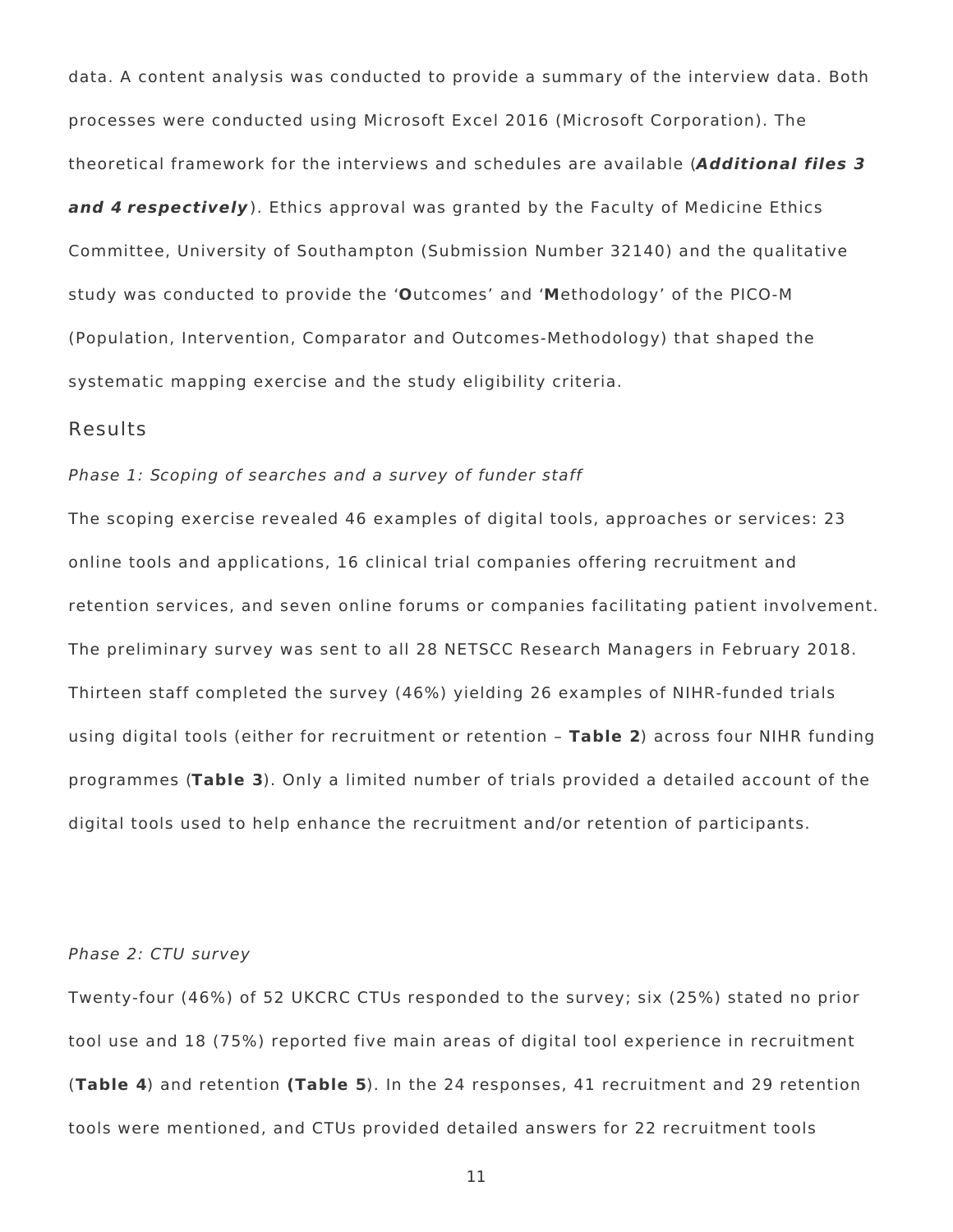data. A content analysis was conducted to provide a summary of the interview data. Both processes were conducted using Microsoft Excel 2016 (Microsoft Corporation). The theoretical framework for the interviews and schedules are available (***Additional files 3 and 4 respectively***). Ethics approval was granted by the Faculty of Medicine Ethics Committee, University of Southampton (Submission Number 32140) and the qualitative study was conducted to provide the '**O**utcomes' and '**M**ethodology' of the PICO-M (Population, Intervention, Comparator and Outcomes-Methodology) that shaped the systematic mapping exercise and the study eligibility criteria.

## Results

*Phase 1: Scoping of searches and a survey of funder staff*

The scoping exercise revealed 46 examples of digital tools, approaches or services: 23 online tools and applications, 16 clinical trial companies offering recruitment and retention services, and seven online forums or companies facilitating patient involvement. The preliminary survey was sent to all 28 NETSCC Research Managers in February 2018. Thirteen staff completed the survey (46%) yielding 26 examples of NIHR-funded trials using digital tools (either for recruitment or retention – **Table 2**) across four NIHR funding programmes (**Table 3**). Only a limited number of trials provided a detailed account of the digital tools used to help enhance the recruitment and/or retention of participants.

*Phase 2: CTU survey*

Twenty-four (46%) of 52 UKCRC CTUs responded to the survey; six (25%) stated no prior tool use and 18 (75%) reported five main areas of digital tool experience in recruitment (**Table 4**) and retention **(Table 5**). In the 24 responses, 41 recruitment and 29 retention tools were mentioned, and CTUs provided detailed answers for 22 recruitment tools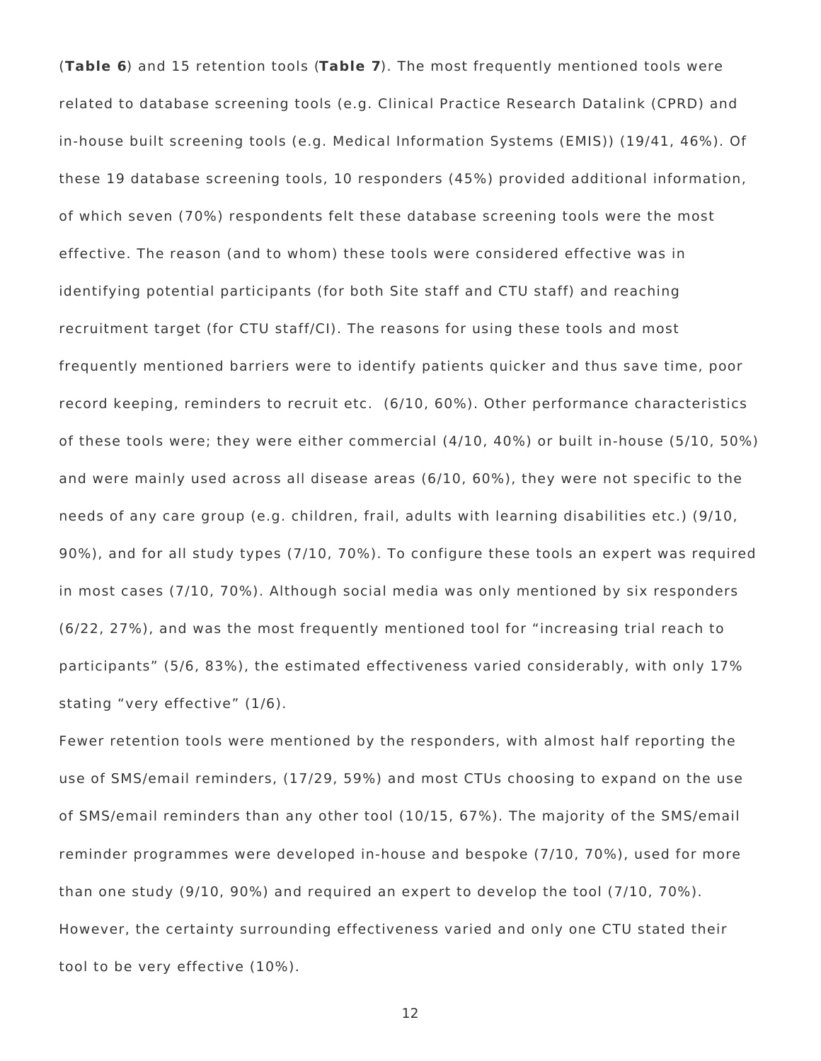(**Table 6**) and 15 retention tools (**Table 7**). The most frequently mentioned tools were related to database screening tools (e.g. Clinical Practice Research Datalink (CPRD) and in-house built screening tools (e.g. Medical Information Systems (EMIS)) (19/41, 46%). Of these 19 database screening tools, 10 responders (45%) provided additional information, of which seven (70%) respondents felt these database screening tools were the most effective. The reason (and to whom) these tools were considered effective was in identifying potential participants (for both Site staff and CTU staff) and reaching recruitment target (for CTU staff/CI). The reasons for using these tools and most frequently mentioned barriers were to identify patients quicker and thus save time, poor record keeping, reminders to recruit etc.  (6/10, 60%). Other performance characteristics of these tools were; they were either commercial (4/10, 40%) or built in-house (5/10, 50%) and were mainly used across all disease areas (6/10, 60%), they were not specific to the needs of any care group (e.g. children, frail, adults with learning disabilities etc.) (9/10, 90%), and for all study types (7/10, 70%). To configure these tools an expert was required in most cases (7/10, 70%). Although social media was only mentioned by six responders (6/22, 27%), and was the most frequently mentioned tool for "increasing trial reach to participants" (5/6, 83%), the estimated effectiveness varied considerably, with only 17% stating "very effective" (1/6).

Fewer retention tools were mentioned by the responders, with almost half reporting the use of SMS/email reminders, (17/29, 59%) and most CTUs choosing to expand on the use of SMS/email reminders than any other tool (10/15, 67%). The majority of the SMS/email reminder programmes were developed in-house and bespoke (7/10, 70%), used for more than one study (9/10, 90%) and required an expert to develop the tool (7/10, 70%). However, the certainty surrounding effectiveness varied and only one CTU stated their tool to be very effective (10%).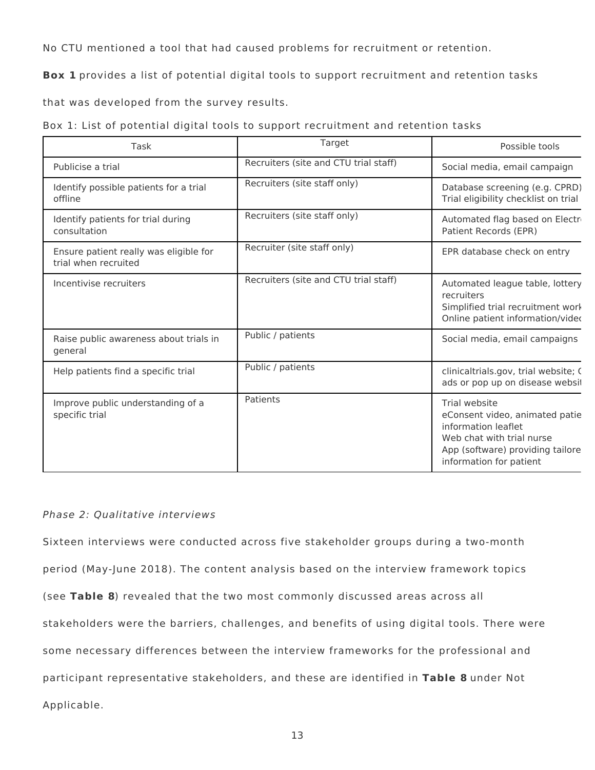No CTU mentioned a tool that had caused problems for recruitment or retention.

**Box 1** provides a list of potential digital tools to support recruitment and retention tasks that was developed from the survey results.

Box 1: List of potential digital tools to support recruitment and retention tasks

| Task | Target | Possible tools |
| --- | --- | --- |
| Publicise a trial | Recruiters (site and CTU trial staff) | Social media, email campaign |
| Identify possible patients for a trial offline | Recruiters (site staff only) | Database screening (e.g. CPRD) Trial eligibility checklist on trial |
| Identify patients for trial during consultation | Recruiters (site staff only) | Automated flag based on Electr Patient Records (EPR) |
| Ensure patient really was eligible for trial when recruited | Recruiter (site staff only) | EPR database check on entry |
| Incentivise recruiters | Recruiters (site and CTU trial staff) | Automated league table, lottery recruiters<br>Simplified trial recruitment work<br>Online patient information/video |
| Raise public awareness about trials in general | Public / patients | Social media, email campaigns |
| Help patients find a specific trial | Public / patients | clinicaltrials.gov, trial website; ( ads or pop up on disease websi |
| Improve public understanding of a specific trial | Patients | Trial website<br>eConsent video, animated patie information leaflet<br>Web chat with trial nurse<br>App (software) providing tailore information for patient |

*Phase 2: Qualitative interviews*

Sixteen interviews were conducted across five stakeholder groups during a two-month period (May-June 2018). The content analysis based on the interview framework topics (see **Table 8**) revealed that the two most commonly discussed areas across all stakeholders were the barriers, challenges, and benefits of using digital tools. There were some necessary differences between the interview frameworks for the professional and participant representative stakeholders, and these are identified in **Table 8** under Not Applicable.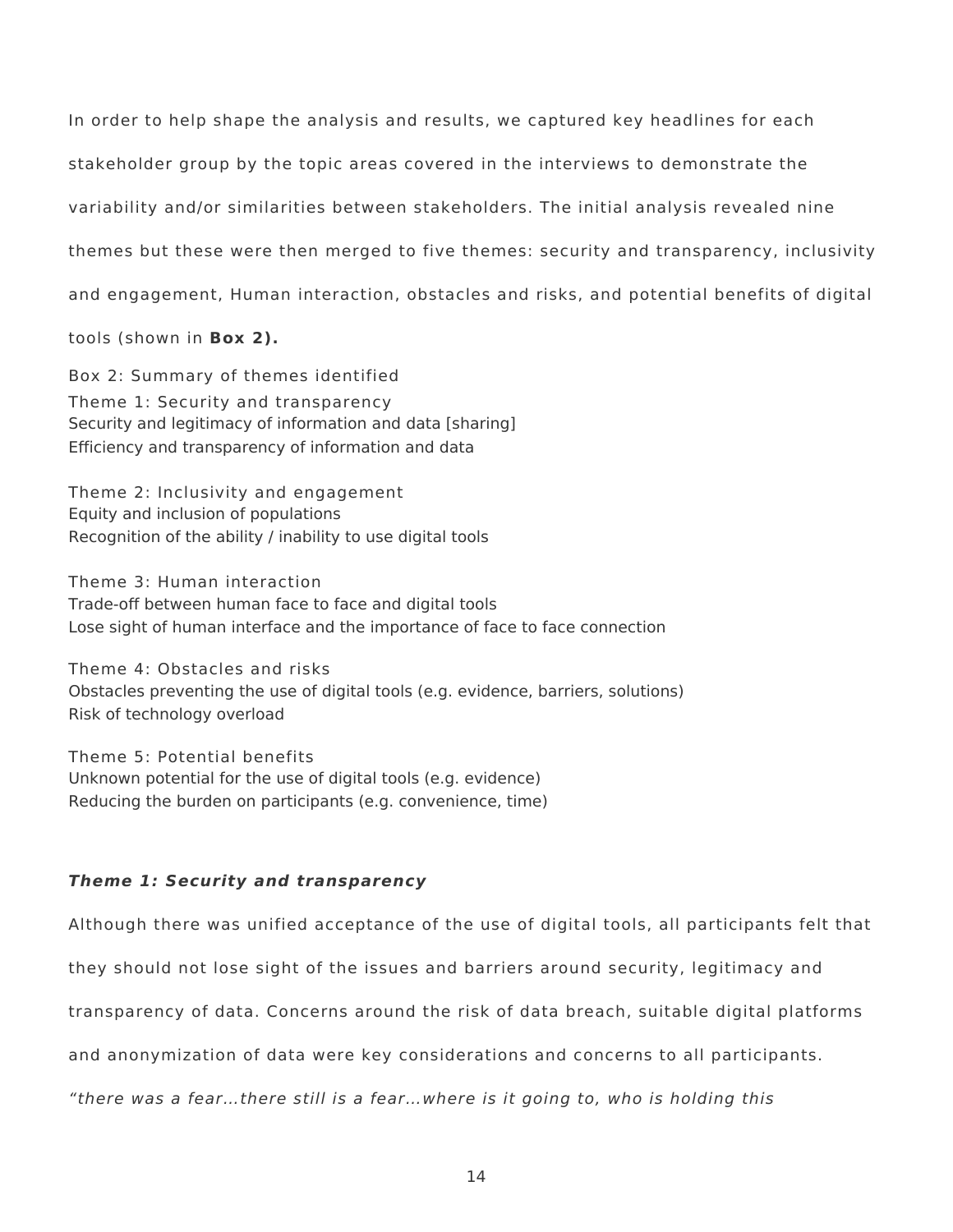In order to help shape the analysis and results, we captured key headlines for each stakeholder group by the topic areas covered in the interviews to demonstrate the variability and/or similarities between stakeholders. The initial analysis revealed nine themes but these were then merged to five themes: security and transparency, inclusivity and engagement, Human interaction, obstacles and risks, and potential benefits of digital tools (shown in **Box 2).**

Box 2: Summary of themes identified

Theme 1: Security and transparency
Security and legitimacy of information and data [sharing]
Efficiency and transparency of information and data

Theme 2: Inclusivity and engagement
Equity and inclusion of populations
Recognition of the ability / inability to use digital tools

Theme 3: Human interaction
Trade-off between human face to face and digital tools
Lose sight of human interface and the importance of face to face connection

Theme 4: Obstacles and risks
Obstacles preventing the use of digital tools (e.g. evidence, barriers, solutions)
Risk of technology overload

Theme 5: Potential benefits
Unknown potential for the use of digital tools (e.g. evidence)
Reducing the burden on participants (e.g. convenience, time)

***Theme 1: Security and transparency***

Although there was unified acceptance of the use of digital tools, all participants felt that they should not lose sight of the issues and barriers around security, legitimacy and transparency of data. Concerns around the risk of data breach, suitable digital platforms and anonymization of data were key considerations and concerns to all participants.

*"there was a fear…there still is a fear…where is it going to, who is holding this*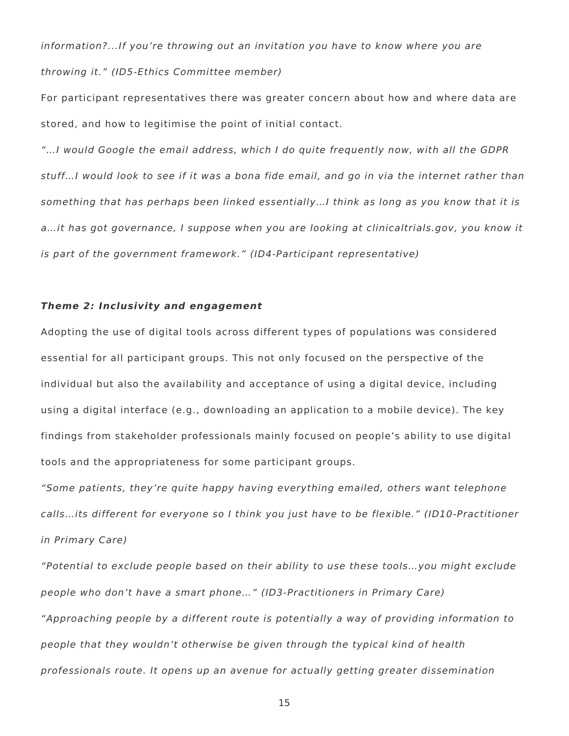*information?...If you're throwing out an invitation you have to know where you are throwing it." (ID5-Ethics Committee member)*

For participant representatives there was greater concern about how and where data are stored, and how to legitimise the point of initial contact.

*"...I would Google the email address, which I do quite frequently now, with all the GDPR stuff...I would look to see if it was a bona fide email, and go in via the internet rather than something that has perhaps been linked essentially...I think as long as you know that it is a...it has got governance, I suppose when you are looking at clinicaltrials.gov, you know it is part of the government framework." (ID4-Participant representative)*

***Theme 2: Inclusivity and engagement***

Adopting the use of digital tools across different types of populations was considered essential for all participant groups. This not only focused on the perspective of the individual but also the availability and acceptance of using a digital device, including using a digital interface (e.g., downloading an application to a mobile device). The key findings from stakeholder professionals mainly focused on people's ability to use digital tools and the appropriateness for some participant groups.

*"Some patients, they're quite happy having everything emailed, others want telephone calls...its different for everyone so I think you just have to be flexible." (ID10-Practitioner in Primary Care)*

*"Potential to exclude people based on their ability to use these tools...you might exclude people who don't have a smart phone..." (ID3-Practitioners in Primary Care)*

*"Approaching people by a different route is potentially a way of providing information to people that they wouldn't otherwise be given through the typical kind of health professionals route. It opens up an avenue for actually getting greater dissemination*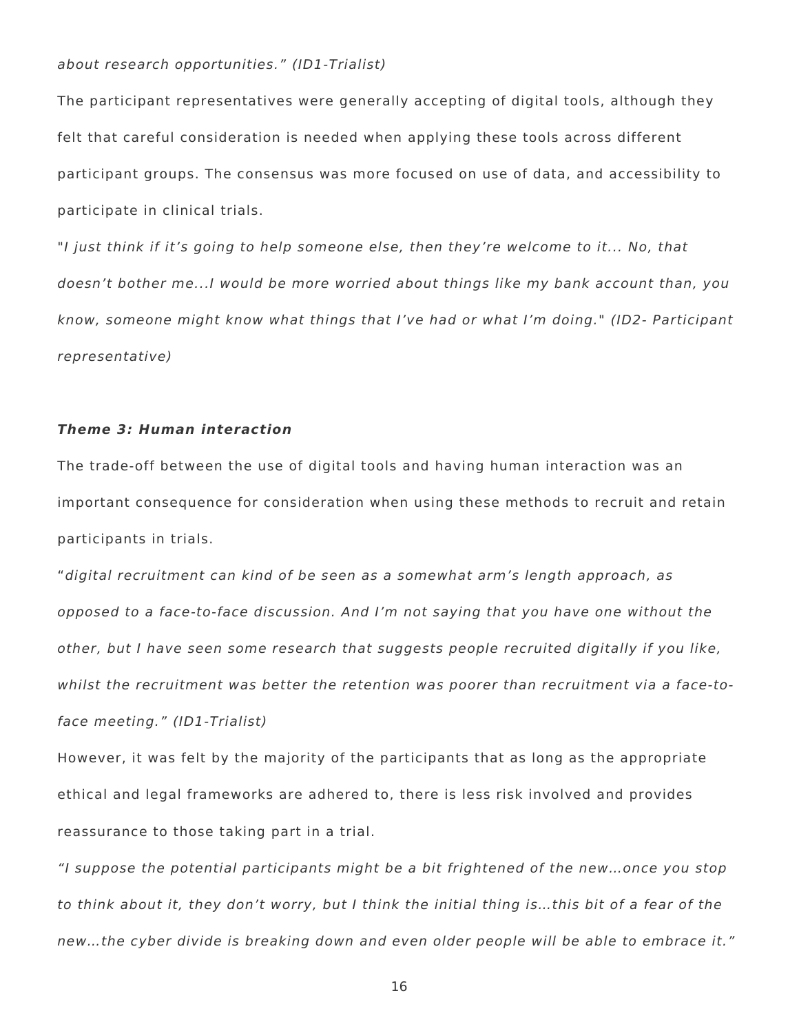*about research opportunities." (ID1-Trialist)*

The participant representatives were generally accepting of digital tools, although they felt that careful consideration is needed when applying these tools across different participant groups. The consensus was more focused on use of data, and accessibility to participate in clinical trials.

"*I just think if it's going to help someone else, then they're welcome to it... No, that doesn't bother me...I would be more worried about things like my bank account than, you know, someone might know what things that I've had or what I'm doing.*" *(ID2- Participant representative)*

***Theme 3: Human interaction***

The trade-off between the use of digital tools and having human interaction was an important consequence for consideration when using these methods to recruit and retain participants in trials.

"*digital recruitment can kind of be seen as a somewhat arm's length approach, as opposed to a face-to-face discussion. And I'm not saying that you have one without the other, but I have seen some research that suggests people recruited digitally if you like, whilst the recruitment was better the retention was poorer than recruitment via a face-to-face meeting." (ID1-Trialist)*

However, it was felt by the majority of the participants that as long as the appropriate ethical and legal frameworks are adhered to, there is less risk involved and provides reassurance to those taking part in a trial.

*"I suppose the potential participants might be a bit frightened of the new…once you stop to think about it, they don't worry, but I think the initial thing is…this bit of a fear of the new…the cyber divide is breaking down and even older people will be able to embrace it."*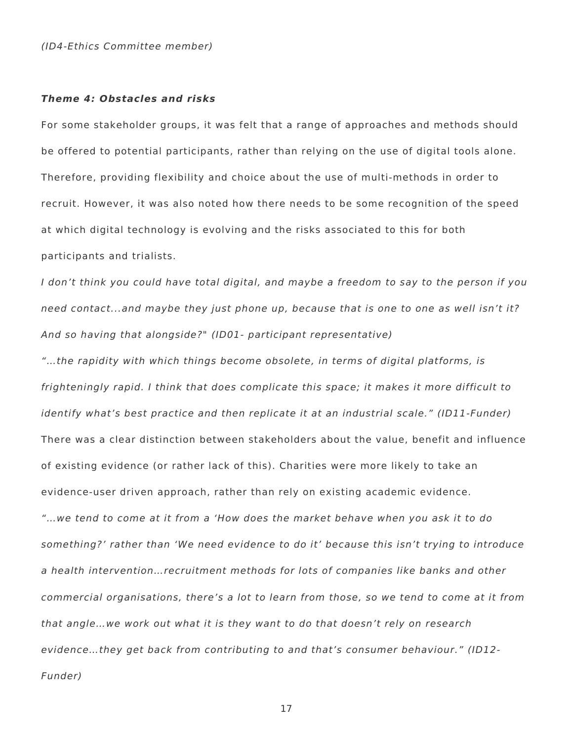*(ID4-Ethics Committee member)*

***Theme 4: Obstacles and risks***

For some stakeholder groups, it was felt that a range of approaches and methods should be offered to potential participants, rather than relying on the use of digital tools alone. Therefore, providing flexibility and choice about the use of multi-methods in order to recruit. However, it was also noted how there needs to be some recognition of the speed at which digital technology is evolving and the risks associated to this for both participants and trialists.

*I don't think you could have total digital, and maybe a freedom to say to the person if you need contact...and maybe they just phone up, because that is one to one as well isn't it? And so having that alongside?" (ID01- participant representative)*

*"…the rapidity with which things become obsolete, in terms of digital platforms, is frighteningly rapid. I think that does complicate this space; it makes it more difficult to identify what's best practice and then replicate it at an industrial scale." (ID11-Funder)*

There was a clear distinction between stakeholders about the value, benefit and influence of existing evidence (or rather lack of this). Charities were more likely to take an evidence-user driven approach, rather than rely on existing academic evidence.

*"…we tend to come at it from a 'How does the market behave when you ask it to do something?' rather than 'We need evidence to do it' because this isn't trying to introduce a health intervention…recruitment methods for lots of companies like banks and other commercial organisations, there's a lot to learn from those, so we tend to come at it from that angle…we work out what it is they want to do that doesn't rely on research evidence…they get back from contributing to and that's consumer behaviour." (ID12-Funder)*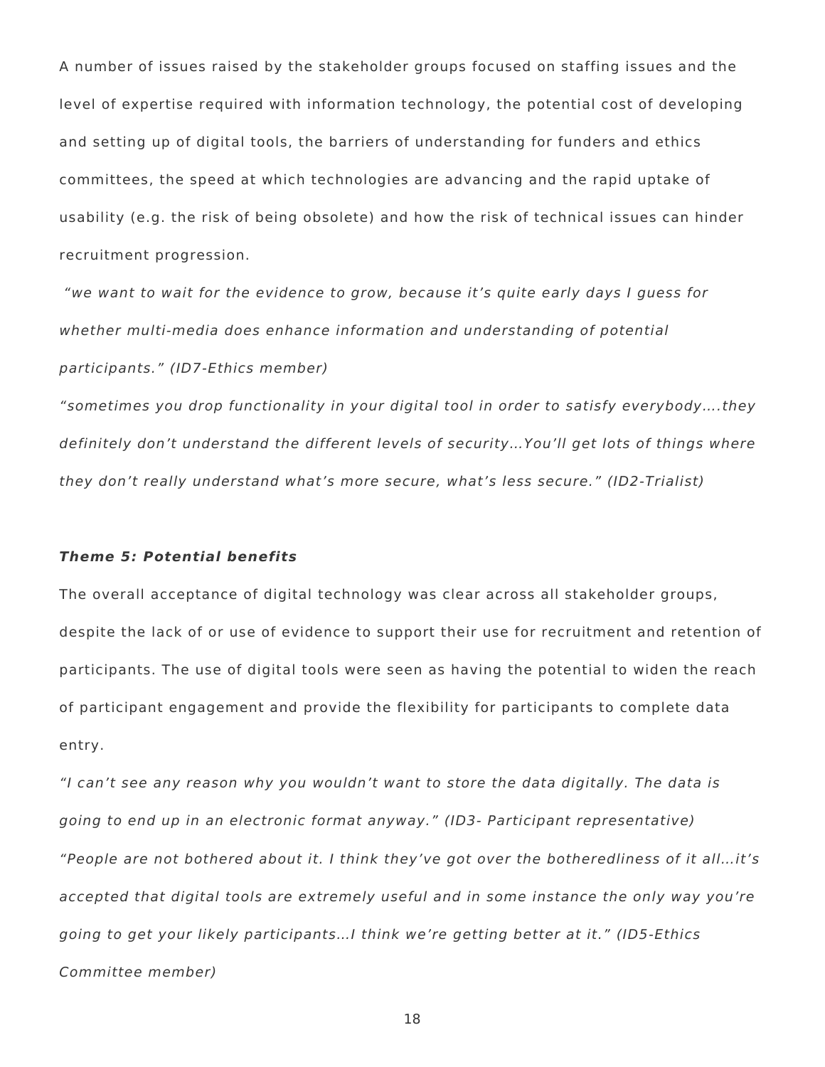A number of issues raised by the stakeholder groups focused on staffing issues and the level of expertise required with information technology, the potential cost of developing and setting up of digital tools, the barriers of understanding for funders and ethics committees, the speed at which technologies are advancing and the rapid uptake of usability (e.g. the risk of being obsolete) and how the risk of technical issues can hinder recruitment progression.

*"we want to wait for the evidence to grow, because it's quite early days I guess for whether multi-media does enhance information and understanding of potential participants." (ID7-Ethics member)*

*"sometimes you drop functionality in your digital tool in order to satisfy everybody….they definitely don't understand the different levels of security…You'll get lots of things where they don't really understand what's more secure, what's less secure." (ID2-Trialist)*

***Theme 5: Potential benefits***

The overall acceptance of digital technology was clear across all stakeholder groups, despite the lack of or use of evidence to support their use for recruitment and retention of participants. The use of digital tools were seen as having the potential to widen the reach of participant engagement and provide the flexibility for participants to complete data entry.

*"I can't see any reason why you wouldn't want to store the data digitally. The data is going to end up in an electronic format anyway." (ID3- Participant representative)*

*"People are not bothered about it. I think they've got over the botheredliness of it all…it's accepted that digital tools are extremely useful and in some instance the only way you're going to get your likely participants…I think we're getting better at it." (ID5-Ethics Committee member)*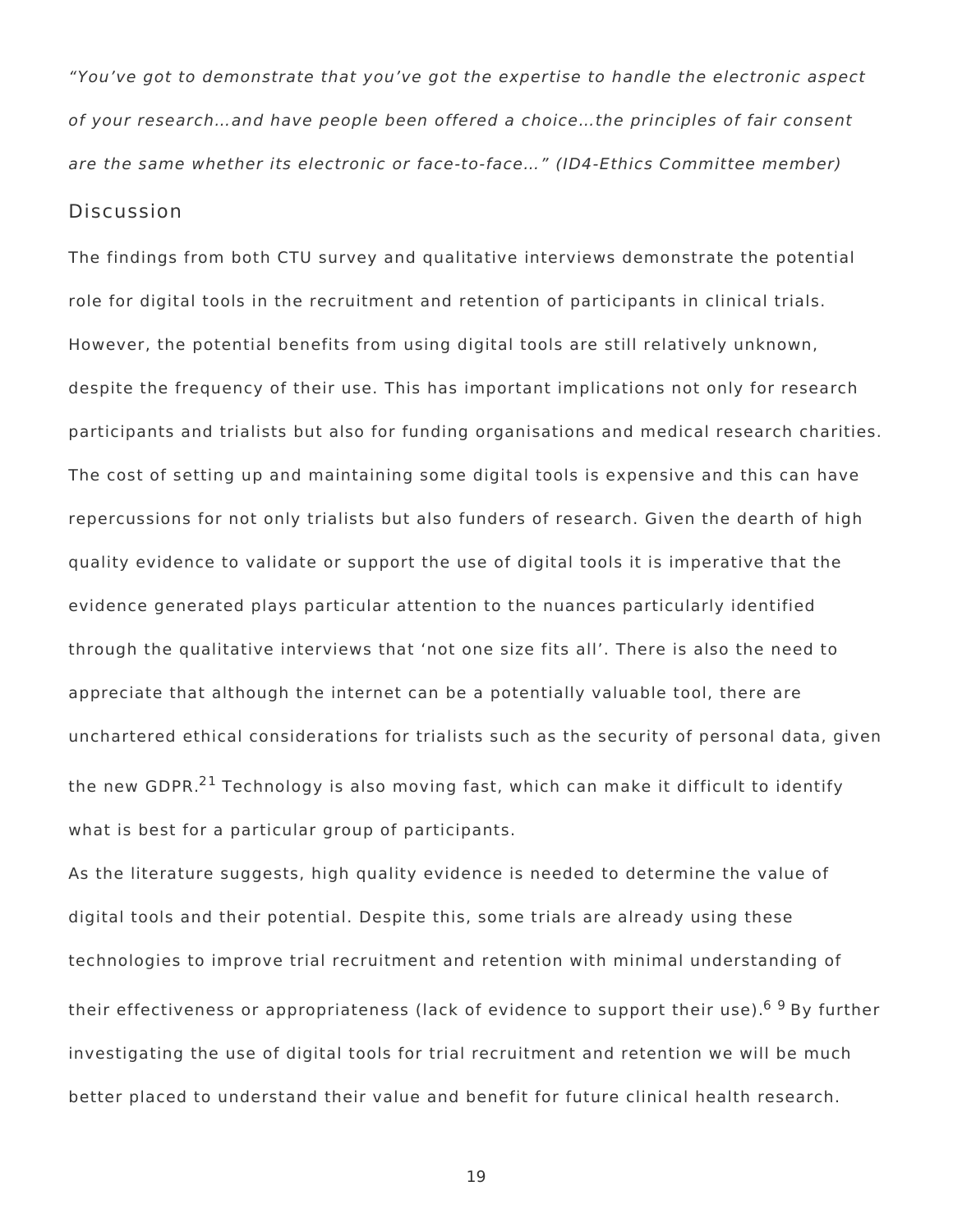*"You've got to demonstrate that you've got the expertise to handle the electronic aspect of your research…and have people been offered a choice…the principles of fair consent are the same whether its electronic or face-to-face…" (ID4-Ethics Committee member)*

## Discussion

The findings from both CTU survey and qualitative interviews demonstrate the potential role for digital tools in the recruitment and retention of participants in clinical trials. However, the potential benefits from using digital tools are still relatively unknown, despite the frequency of their use. This has important implications not only for research participants and trialists but also for funding organisations and medical research charities. The cost of setting up and maintaining some digital tools is expensive and this can have repercussions for not only trialists but also funders of research. Given the dearth of high quality evidence to validate or support the use of digital tools it is imperative that the evidence generated plays particular attention to the nuances particularly identified through the qualitative interviews that 'not one size fits all'. There is also the need to appreciate that although the internet can be a potentially valuable tool, there are unchartered ethical considerations for trialists such as the security of personal data, given the new GDPR.[21] Technology is also moving fast, which can make it difficult to identify what is best for a particular group of participants.

As the literature suggests, high quality evidence is needed to determine the value of digital tools and their potential. Despite this, some trials are already using these technologies to improve trial recruitment and retention with minimal understanding of their effectiveness or appropriateness (lack of evidence to support their use).[6 9] By further investigating the use of digital tools for trial recruitment and retention we will be much better placed to understand their value and benefit for future clinical health research.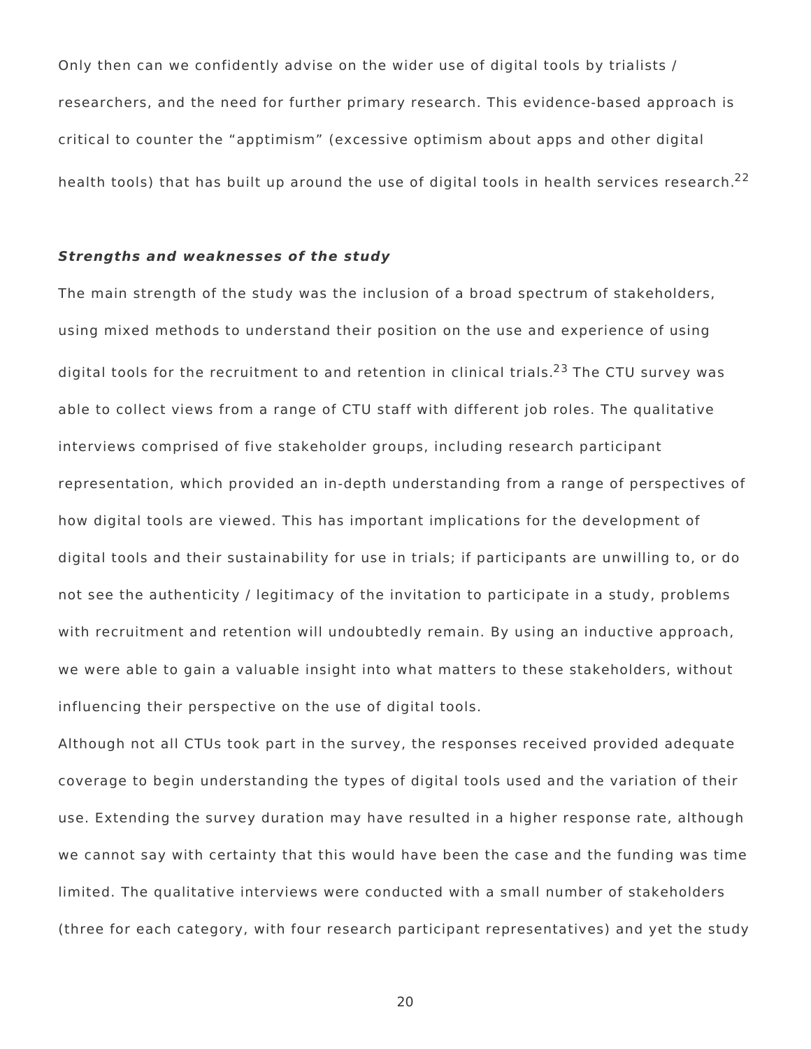Only then can we confidently advise on the wider use of digital tools by trialists / researchers, and the need for further primary research. This evidence-based approach is critical to counter the "apptimism" (excessive optimism about apps and other digital health tools) that has built up around the use of digital tools in health services research.[22]

***Strengths and weaknesses of the study***

The main strength of the study was the inclusion of a broad spectrum of stakeholders, using mixed methods to understand their position on the use and experience of using digital tools for the recruitment to and retention in clinical trials.[23] The CTU survey was able to collect views from a range of CTU staff with different job roles. The qualitative interviews comprised of five stakeholder groups, including research participant representation, which provided an in-depth understanding from a range of perspectives of how digital tools are viewed. This has important implications for the development of digital tools and their sustainability for use in trials; if participants are unwilling to, or do not see the authenticity / legitimacy of the invitation to participate in a study, problems with recruitment and retention will undoubtedly remain. By using an inductive approach, we were able to gain a valuable insight into what matters to these stakeholders, without influencing their perspective on the use of digital tools.

Although not all CTUs took part in the survey, the responses received provided adequate coverage to begin understanding the types of digital tools used and the variation of their use. Extending the survey duration may have resulted in a higher response rate, although we cannot say with certainty that this would have been the case and the funding was time limited. The qualitative interviews were conducted with a small number of stakeholders (three for each category, with four research participant representatives) and yet the study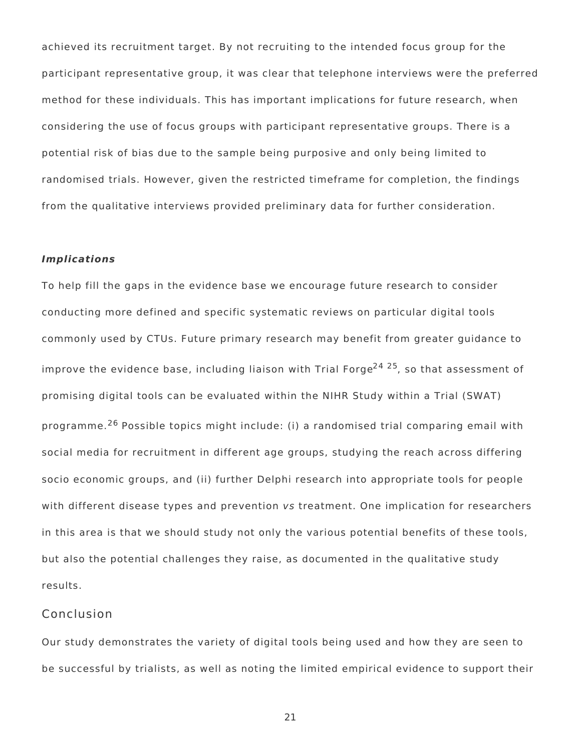achieved its recruitment target. By not recruiting to the intended focus group for the participant representative group, it was clear that telephone interviews were the preferred method for these individuals. This has important implications for future research, when considering the use of focus groups with participant representative groups. There is a potential risk of bias due to the sample being purposive and only being limited to randomised trials. However, given the restricted timeframe for completion, the findings from the qualitative interviews provided preliminary data for further consideration.

***Implications***

To help fill the gaps in the evidence base we encourage future research to consider conducting more defined and specific systematic reviews on particular digital tools commonly used by CTUs. Future primary research may benefit from greater guidance to improve the evidence base, including liaison with Trial Forge[24 25], so that assessment of promising digital tools can be evaluated within the NIHR Study within a Trial (SWAT) programme.[26] Possible topics might include: (i) a randomised trial comparing email with social media for recruitment in different age groups, studying the reach across differing socio economic groups, and (ii) further Delphi research into appropriate tools for people with different disease types and prevention *vs* treatment. One implication for researchers in this area is that we should study not only the various potential benefits of these tools, but also the potential challenges they raise, as documented in the qualitative study results.

## Conclusion

Our study demonstrates the variety of digital tools being used and how they are seen to be successful by trialists, as well as noting the limited empirical evidence to support their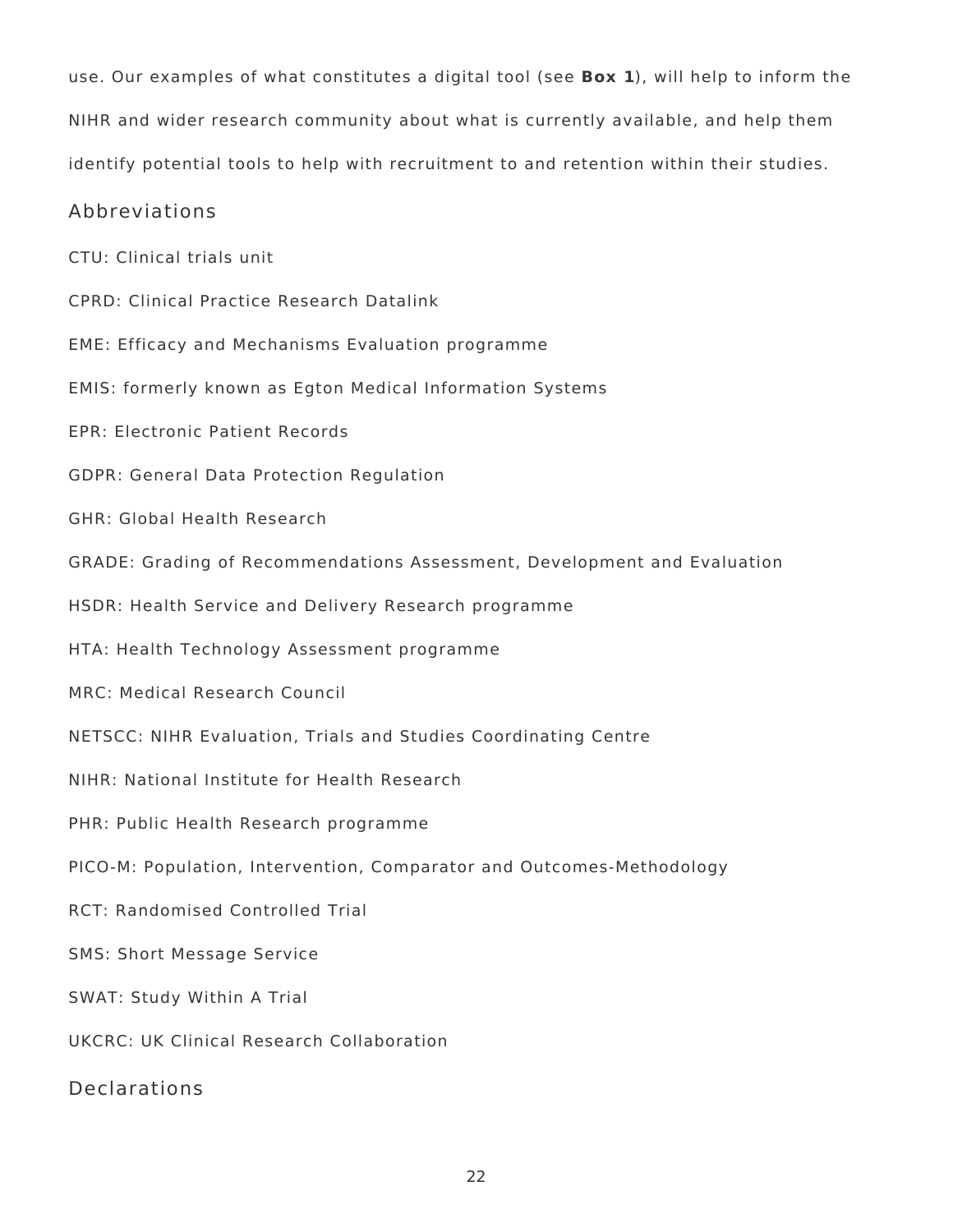use. Our examples of what constitutes a digital tool (see **Box 1**), will help to inform the NIHR and wider research community about what is currently available, and help them identify potential tools to help with recruitment to and retention within their studies.

## Abbreviations

CTU: Clinical trials unit

CPRD: Clinical Practice Research Datalink

EME: Efficacy and Mechanisms Evaluation programme

EMIS: formerly known as Egton Medical Information Systems

EPR: Electronic Patient Records

GDPR: General Data Protection Regulation

GHR: Global Health Research

GRADE: Grading of Recommendations Assessment, Development and Evaluation

HSDR: Health Service and Delivery Research programme

HTA: Health Technology Assessment programme

MRC: Medical Research Council

NETSCC: NIHR Evaluation, Trials and Studies Coordinating Centre

NIHR: National Institute for Health Research

PHR: Public Health Research programme

PICO-M: Population, Intervention, Comparator and Outcomes-Methodology

RCT: Randomised Controlled Trial

SMS: Short Message Service

SWAT: Study Within A Trial

UKCRC: UK Clinical Research Collaboration

## Declarations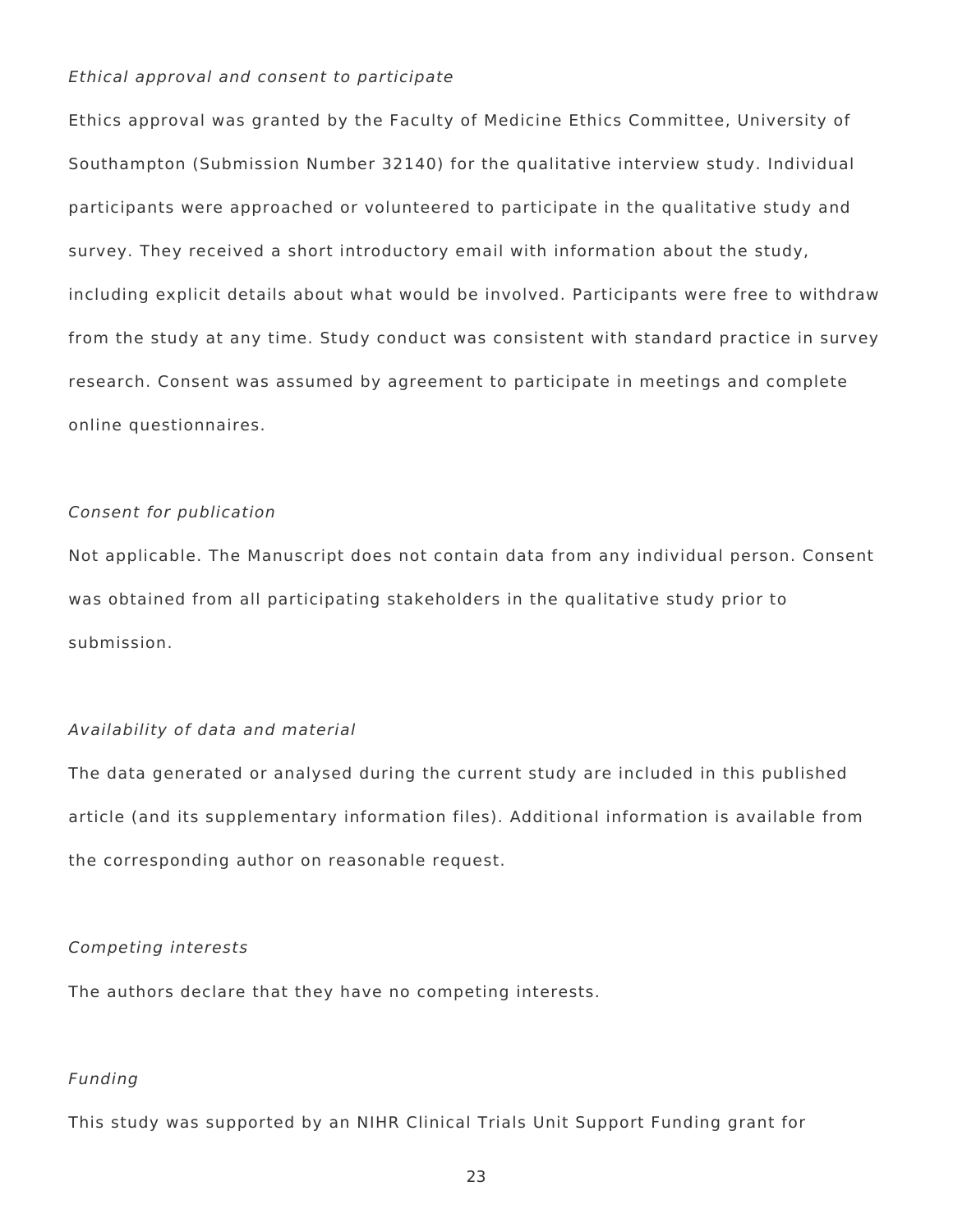*Ethical approval and consent to participate*

Ethics approval was granted by the Faculty of Medicine Ethics Committee, University of Southampton (Submission Number 32140) for the qualitative interview study. Individual participants were approached or volunteered to participate in the qualitative study and survey. They received a short introductory email with information about the study, including explicit details about what would be involved. Participants were free to withdraw from the study at any time. Study conduct was consistent with standard practice in survey research. Consent was assumed by agreement to participate in meetings and complete online questionnaires.

*Consent for publication*

Not applicable. The Manuscript does not contain data from any individual person. Consent was obtained from all participating stakeholders in the qualitative study prior to submission.

*Availability of data and material*

The data generated or analysed during the current study are included in this published article (and its supplementary information files). Additional information is available from the corresponding author on reasonable request.

*Competing interests*

The authors declare that they have no competing interests.

*Funding*

This study was supported by an NIHR Clinical Trials Unit Support Funding grant for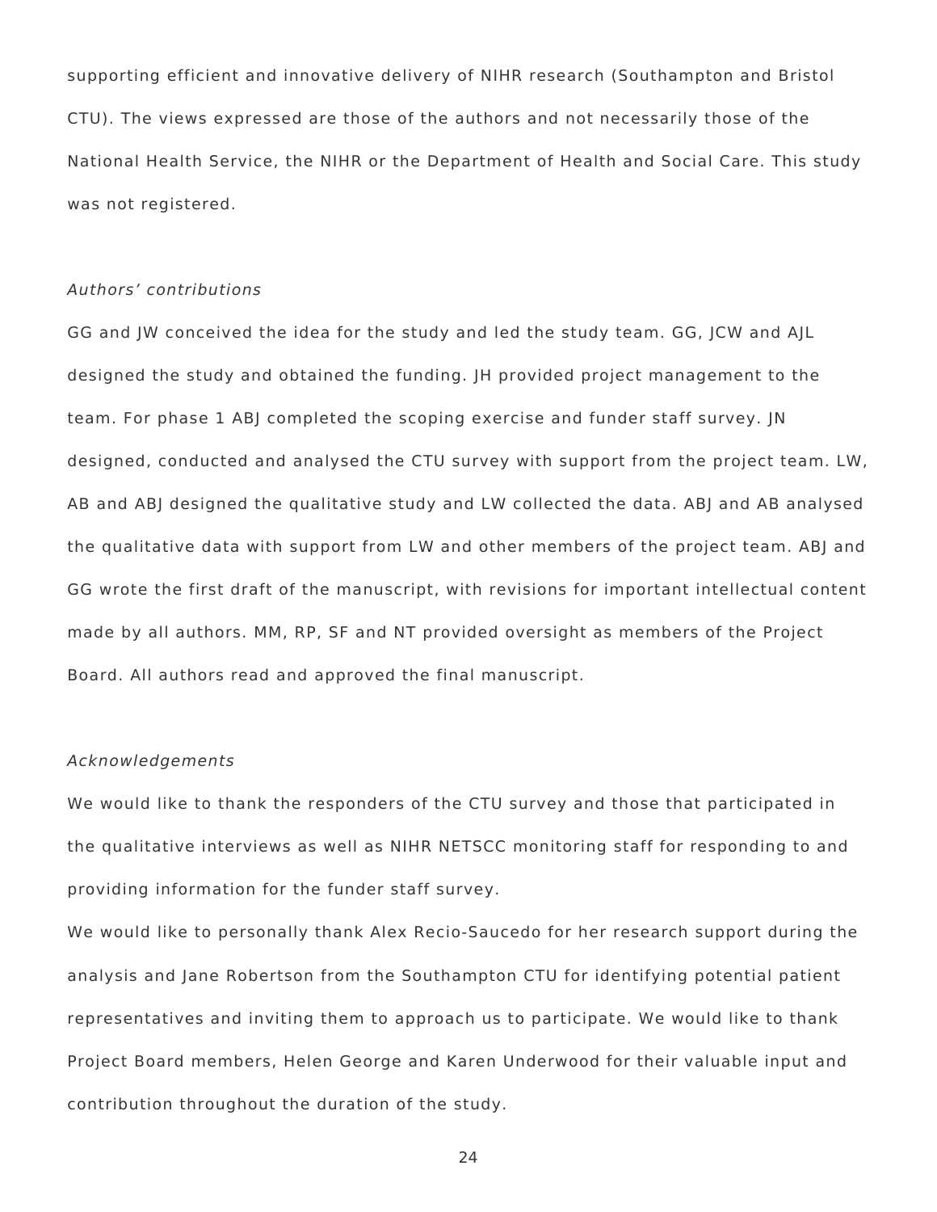supporting efficient and innovative delivery of NIHR research (Southampton and Bristol CTU). The views expressed are those of the authors and not necessarily those of the National Health Service, the NIHR or the Department of Health and Social Care. This study was not registered.

*Authors' contributions*

GG and JW conceived the idea for the study and led the study team. GG, JCW and AJL designed the study and obtained the funding. JH provided project management to the team. For phase 1 ABJ completed the scoping exercise and funder staff survey. JN designed, conducted and analysed the CTU survey with support from the project team. LW, AB and ABJ designed the qualitative study and LW collected the data. ABJ and AB analysed the qualitative data with support from LW and other members of the project team. ABJ and GG wrote the first draft of the manuscript, with revisions for important intellectual content made by all authors. MM, RP, SF and NT provided oversight as members of the Project Board. All authors read and approved the final manuscript.

*Acknowledgements*

We would like to thank the responders of the CTU survey and those that participated in the qualitative interviews as well as NIHR NETSCC monitoring staff for responding to and providing information for the funder staff survey.

We would like to personally thank Alex Recio-Saucedo for her research support during the analysis and Jane Robertson from the Southampton CTU for identifying potential patient representatives and inviting them to approach us to participate. We would like to thank Project Board members, Helen George and Karen Underwood for their valuable input and contribution throughout the duration of the study.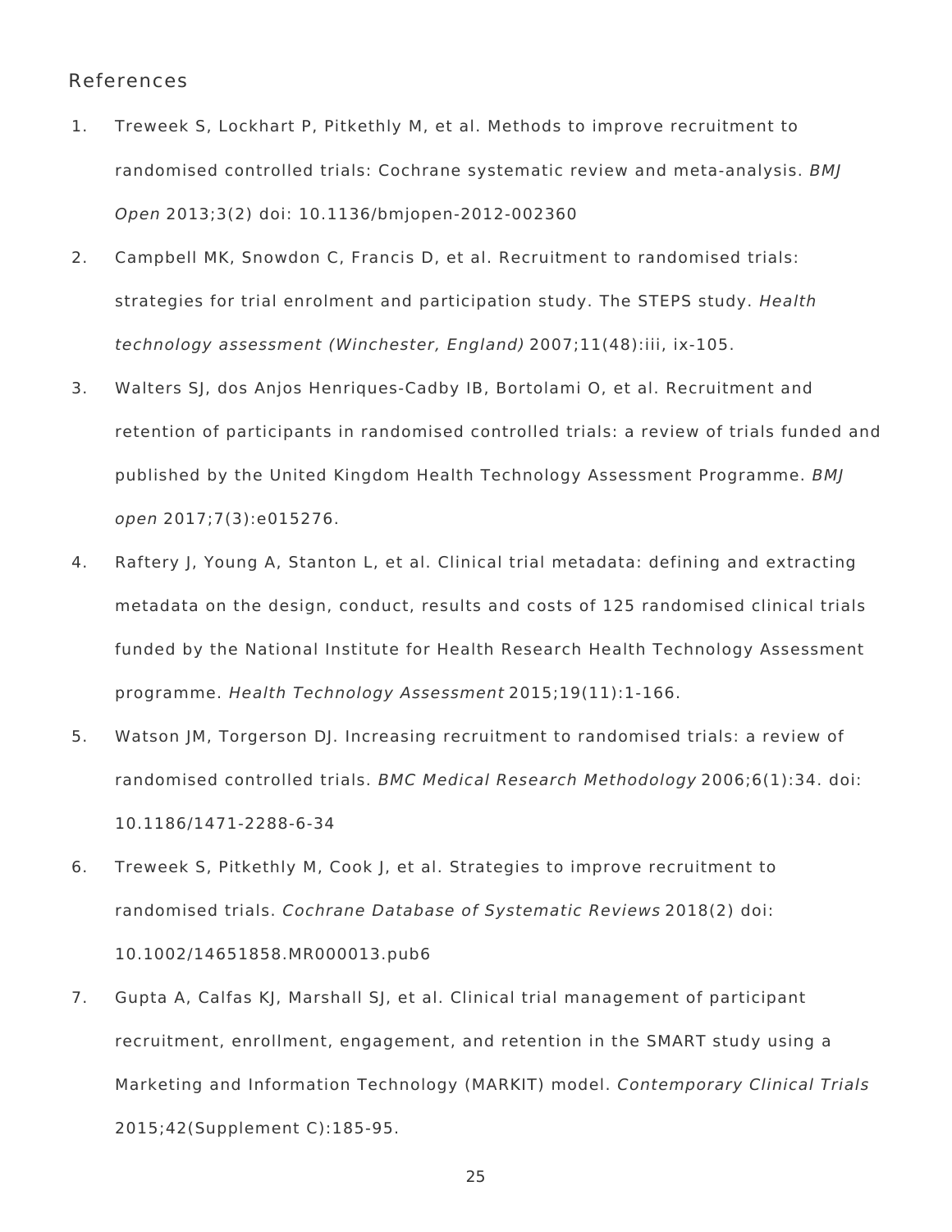## References

1. Treweek S, Lockhart P, Pitkethly M, et al. Methods to improve recruitment to randomised controlled trials: Cochrane systematic review and meta-analysis. *BMJ Open* 2013;3(2) doi: 10.1136/bmjopen-2012-002360
2. Campbell MK, Snowdon C, Francis D, et al. Recruitment to randomised trials: strategies for trial enrolment and participation study. The STEPS study. *Health technology assessment (Winchester, England)* 2007;11(48):iii, ix-105.
3. Walters SJ, dos Anjos Henriques-Cadby IB, Bortolami O, et al. Recruitment and retention of participants in randomised controlled trials: a review of trials funded and published by the United Kingdom Health Technology Assessment Programme. *BMJ open* 2017;7(3):e015276.
4. Raftery J, Young A, Stanton L, et al. Clinical trial metadata: defining and extracting metadata on the design, conduct, results and costs of 125 randomised clinical trials funded by the National Institute for Health Research Health Technology Assessment programme. *Health Technology Assessment* 2015;19(11):1-166.
5. Watson JM, Torgerson DJ. Increasing recruitment to randomised trials: a review of randomised controlled trials. *BMC Medical Research Methodology* 2006;6(1):34. doi: 10.1186/1471-2288-6-34
6. Treweek S, Pitkethly M, Cook J, et al. Strategies to improve recruitment to randomised trials. *Cochrane Database of Systematic Reviews* 2018(2) doi: 10.1002/14651858.MR000013.pub6
7. Gupta A, Calfas KJ, Marshall SJ, et al. Clinical trial management of participant recruitment, enrollment, engagement, and retention in the SMART study using a Marketing and Information Technology (MARKIT) model. *Contemporary Clinical Trials* 2015;42(Supplement C):185-95.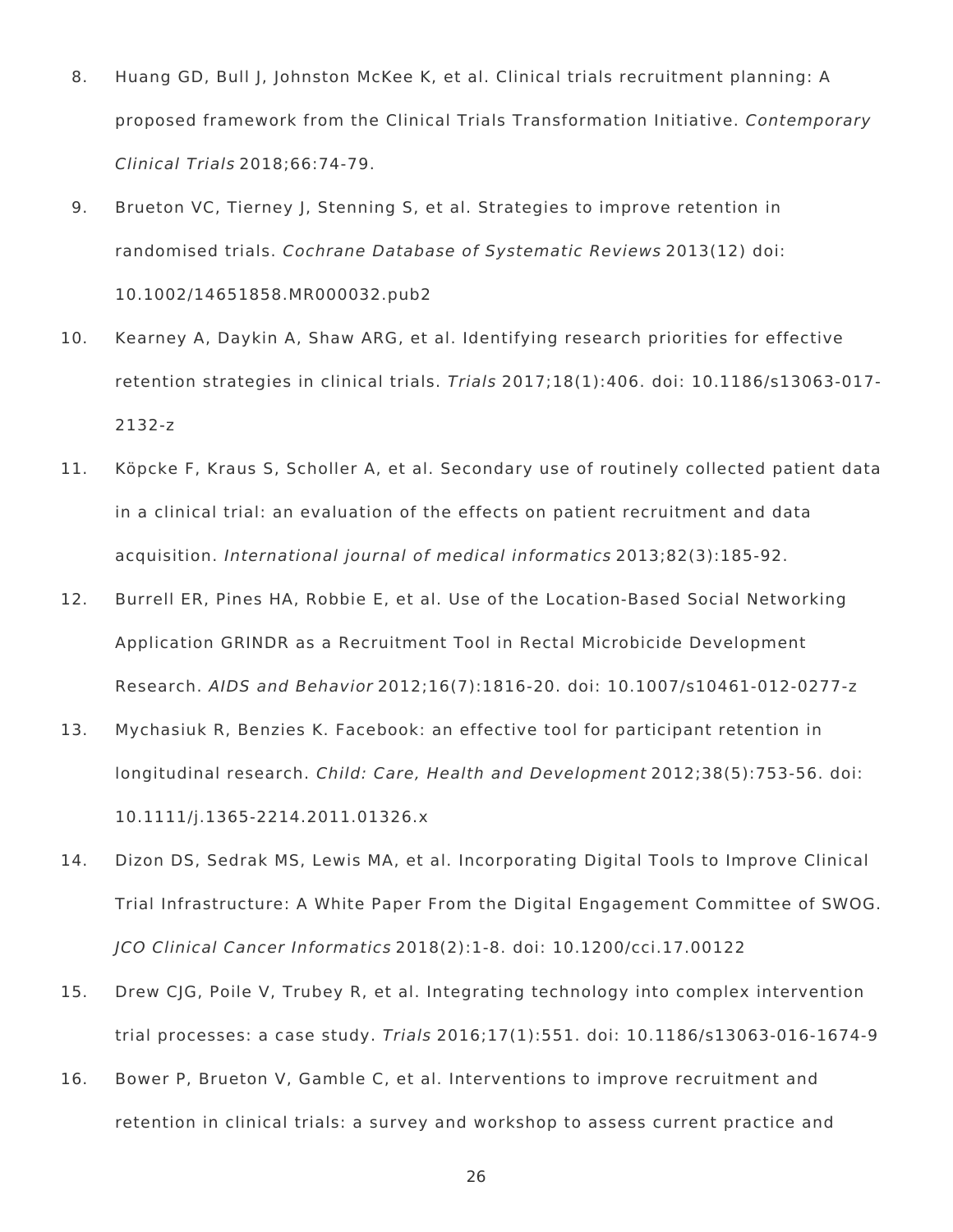8. Huang GD, Bull J, Johnston McKee K, et al. Clinical trials recruitment planning: A proposed framework from the Clinical Trials Transformation Initiative. *Contemporary Clinical Trials* 2018;66:74-79.
9. Brueton VC, Tierney J, Stenning S, et al. Strategies to improve retention in randomised trials. *Cochrane Database of Systematic Reviews* 2013(12) doi: 10.1002/14651858.MR000032.pub2
10. Kearney A, Daykin A, Shaw ARG, et al. Identifying research priorities for effective retention strategies in clinical trials. *Trials* 2017;18(1):406. doi: 10.1186/s13063-017-2132-z
11. Köpcke F, Kraus S, Scholler A, et al. Secondary use of routinely collected patient data in a clinical trial: an evaluation of the effects on patient recruitment and data acquisition. *International journal of medical informatics* 2013;82(3):185-92.
12. Burrell ER, Pines HA, Robbie E, et al. Use of the Location-Based Social Networking Application GRINDR as a Recruitment Tool in Rectal Microbicide Development Research. *AIDS and Behavior* 2012;16(7):1816-20. doi: 10.1007/s10461-012-0277-z
13. Mychasiuk R, Benzies K. Facebook: an effective tool for participant retention in longitudinal research. *Child: Care, Health and Development* 2012;38(5):753-56. doi: 10.1111/j.1365-2214.2011.01326.x
14. Dizon DS, Sedrak MS, Lewis MA, et al. Incorporating Digital Tools to Improve Clinical Trial Infrastructure: A White Paper From the Digital Engagement Committee of SWOG. *JCO Clinical Cancer Informatics* 2018(2):1-8. doi: 10.1200/cci.17.00122
15. Drew CJG, Poile V, Trubey R, et al. Integrating technology into complex intervention trial processes: a case study. *Trials* 2016;17(1):551. doi: 10.1186/s13063-016-1674-9
16. Bower P, Brueton V, Gamble C, et al. Interventions to improve recruitment and retention in clinical trials: a survey and workshop to assess current practice and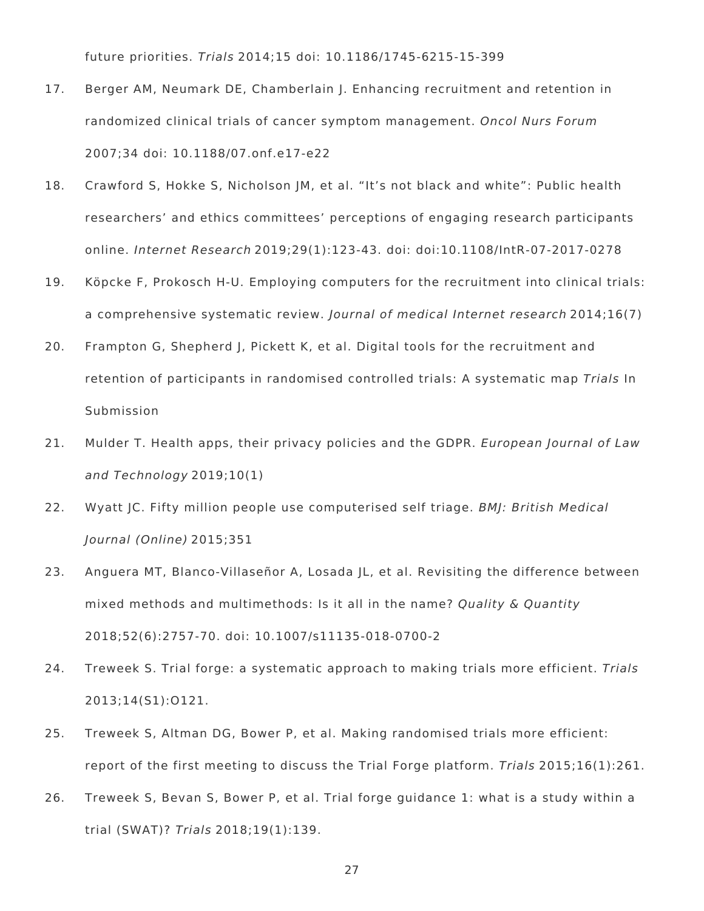future priorities. *Trials* 2014;15 doi: 10.1186/1745-6215-15-399

17. Berger AM, Neumark DE, Chamberlain J. Enhancing recruitment and retention in randomized clinical trials of cancer symptom management. *Oncol Nurs Forum* 2007;34 doi: 10.1188/07.onf.e17-e22
18. Crawford S, Hokke S, Nicholson JM, et al. “It’s not black and white”: Public health researchers’ and ethics committees’ perceptions of engaging research participants online. *Internet Research* 2019;29(1):123-43. doi: doi:10.1108/IntR-07-2017-0278
19. Köpcke F, Prokosch H-U. Employing computers for the recruitment into clinical trials: a comprehensive systematic review. *Journal of medical Internet research* 2014;16(7)
20. Frampton G, Shepherd J, Pickett K, et al. Digital tools for the recruitment and retention of participants in randomised controlled trials: A systematic map *Trials* In Submission
21. Mulder T. Health apps, their privacy policies and the GDPR. *European Journal of Law and Technology* 2019;10(1)
22. Wyatt JC. Fifty million people use computerised self triage. *BMJ: British Medical Journal (Online)* 2015;351
23. Anguera MT, Blanco-Villaseñor A, Losada JL, et al. Revisiting the difference between mixed methods and multimethods: Is it all in the name? *Quality & Quantity* 2018;52(6):2757-70. doi: 10.1007/s11135-018-0700-2
24. Treweek S. Trial forge: a systematic approach to making trials more efficient. *Trials* 2013;14(S1):O121.
25. Treweek S, Altman DG, Bower P, et al. Making randomised trials more efficient: report of the first meeting to discuss the Trial Forge platform. *Trials* 2015;16(1):261.
26. Treweek S, Bevan S, Bower P, et al. Trial forge guidance 1: what is a study within a trial (SWAT)? *Trials* 2018;19(1):139.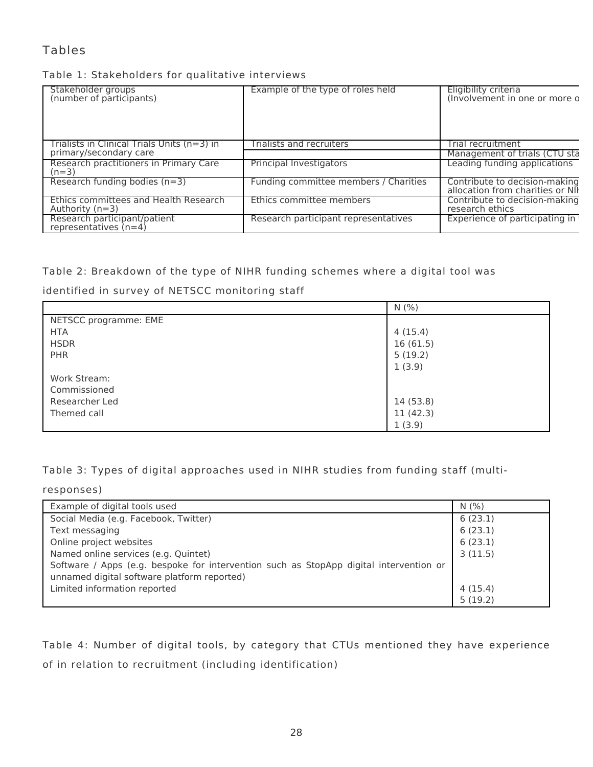# Tables

Table 1: Stakeholders for qualitative interviews

| Stakeholder groups (number of participants) | Example of the type of roles held | Eligibility criteria (Involvement in one or more o |
|---|---|---|
| Trialists in Clinical Trials Units (n=3) in primary/secondary care | Trialists and recruiters | Trial recruitment |
| | | Management of trials (CTU sta |
| Research practitioners in Primary Care (n=3) | Principal Investigators | Leading funding applications |
| Research funding bodies (n=3) | Funding committee members / Charities | Contribute to decision-making allocation from charities or NIH |
| Ethics committees and Health Research Authority (n=3) | Ethics committee members | Contribute to decision-making research ethics |
| Research participant/patient representatives (n=4) | Research participant representatives | Experience of participating in |

Table 2: Breakdown of the type of NIHR funding schemes where a digital tool was identified in survey of NETSCC monitoring staff

| | N (%) |
|---|---|
| NETSCC programme: EME | |
| HTA | 4 (15.4) |
| HSDR | 16 (61.5) |
| PHR | 5 (19.2) |
| | 1 (3.9) |
| Work Stream: | |
| Commissioned | |
| Researcher Led | 14 (53.8) |
| Themed call | 11 (42.3) |
| | 1 (3.9) |

Table 3: Types of digital approaches used in NIHR studies from funding staff (multi-responses)

| Example of digital tools used | N (%) |
|---|---|
| Social Media (e.g. Facebook, Twitter) | 6 (23.1) |
| Text messaging | 6 (23.1) |
| Online project websites | 6 (23.1) |
| Named online services (e.g. Quintet) | 3 (11.5) |
| Software / Apps (e.g. bespoke for intervention such as StopApp digital intervention or unnamed digital software platform reported) | |
| Limited information reported | 4 (15.4) |
| | 5 (19.2) |

Table 4: Number of digital tools, by category that CTUs mentioned they have experience of in relation to recruitment (including identification)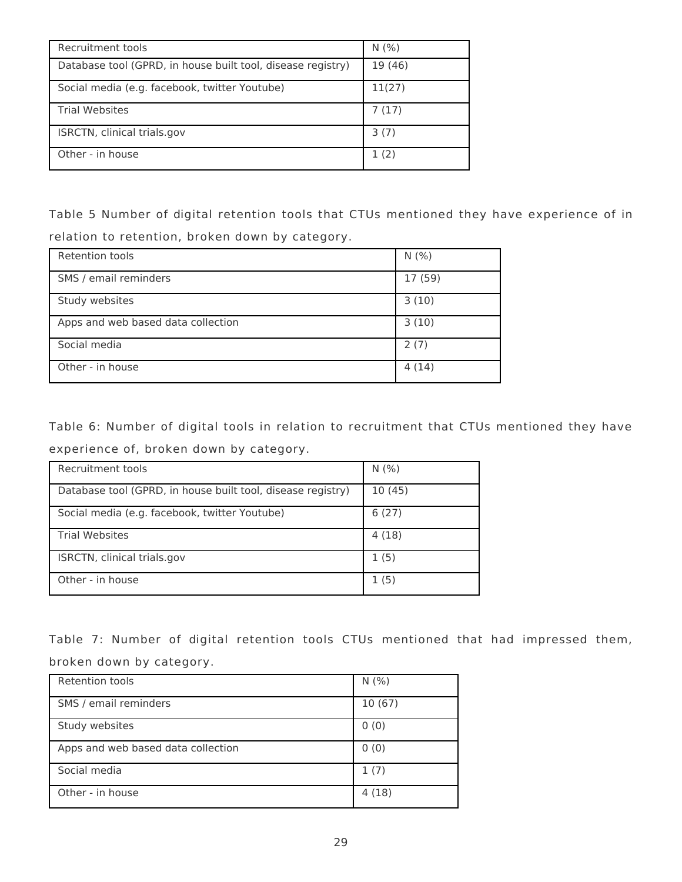| Recruitment tools | N (%) |
|---|---|
| Database tool (GPRD, in house built tool, disease registry) | 19 (46) |
| Social media (e.g. facebook, twitter Youtube) | 11(27) |
| Trial Websites | 7 (17) |
| ISRCTN, clinical trials.gov | 3 (7) |
| Other - in house | 1 (2) |

Table 5 Number of digital retention tools that CTUs mentioned they have experience of in relation to retention, broken down by category.

| Retention tools | N (%) |
|---|---|
| SMS / email reminders | 17 (59) |
| Study websites | 3 (10) |
| Apps and web based data collection | 3 (10) |
| Social media | 2 (7) |
| Other - in house | 4 (14) |

Table 6: Number of digital tools in relation to recruitment that CTUs mentioned they have experience of, broken down by category.

| Recruitment tools | N (%) |
|---|---|
| Database tool (GPRD, in house built tool, disease registry) | 10 (45) |
| Social media (e.g. facebook, twitter Youtube) | 6 (27) |
| Trial Websites | 4 (18) |
| ISRCTN, clinical trials.gov | 1 (5) |
| Other - in house | 1 (5) |

Table 7: Number of digital retention tools CTUs mentioned that had impressed them, broken down by category.

| Retention tools | N (%) |
|---|---|
| SMS / email reminders | 10 (67) |
| Study websites | 0 (0) |
| Apps and web based data collection | 0 (0) |
| Social media | 1 (7) |
| Other - in house | 4 (18) |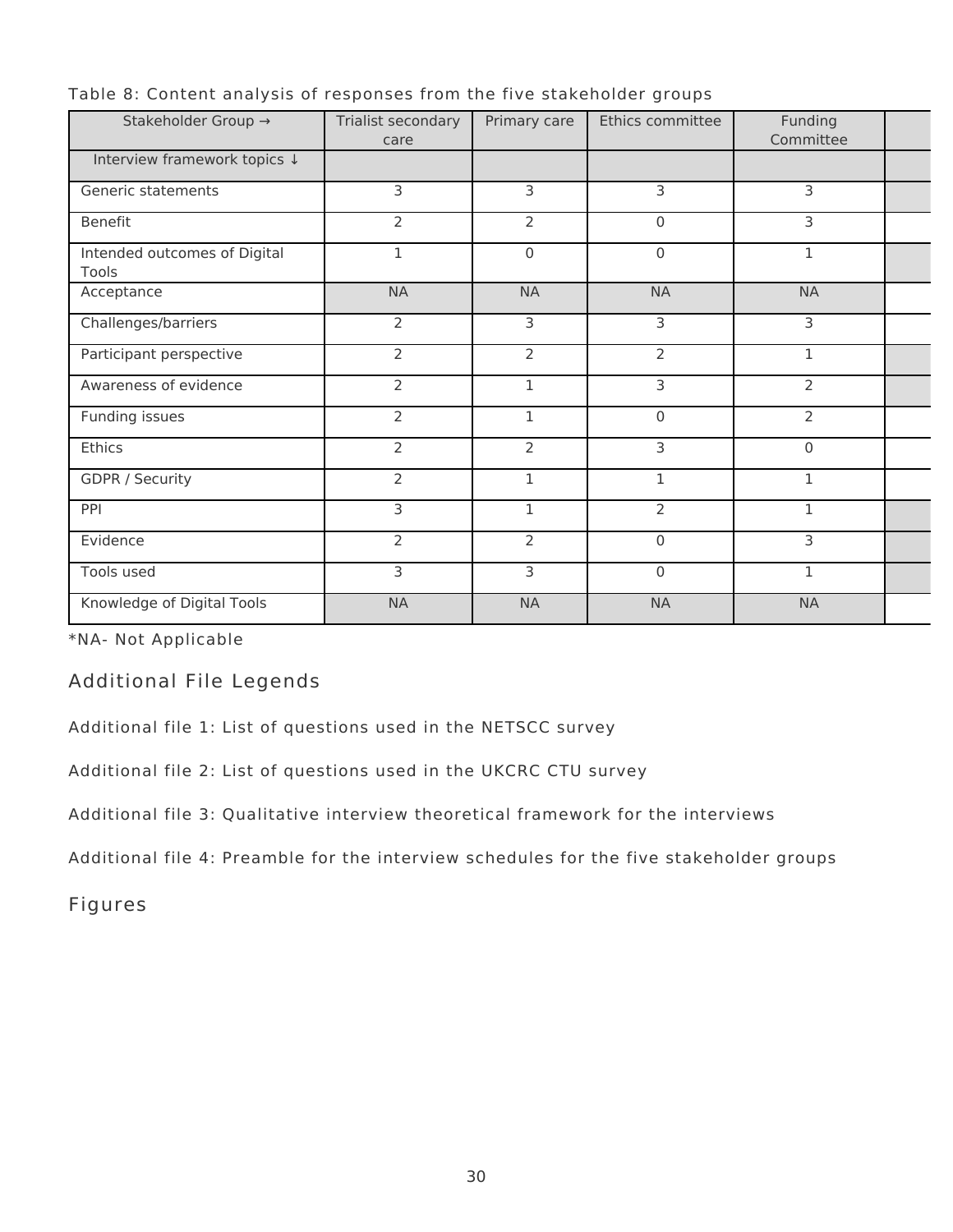Table 8: Content analysis of responses from the five stakeholder groups

| Stakeholder Group → | Trialist secondary care | Primary care | Ethics committee | Funding Committee | |
|---|---|---|---|---|---|
| Interview framework topics ↓ | | | | | |
| Generic statements | 3 | 3 | 3 | 3 | |
| Benefit | 2 | 2 | 0 | 3 | |
| Intended outcomes of Digital Tools | 1 | 0 | 0 | 1 | |
| Acceptance | NA | NA | NA | NA | |
| Challenges/barriers | 2 | 3 | 3 | 3 | |
| Participant perspective | 2 | 2 | 2 | 1 | |
| Awareness of evidence | 2 | 1 | 3 | 2 | |
| Funding issues | 2 | 1 | 0 | 2 | |
| Ethics | 2 | 2 | 3 | 0 | |
| GDPR / Security | 2 | 1 | 1 | 1 | |
| PPI | 3 | 1 | 2 | 1 | |
| Evidence | 2 | 2 | 0 | 3 | |
| Tools used | 3 | 3 | 0 | 1 | |
| Knowledge of Digital Tools | NA | NA | NA | NA | |

*NA- Not Applicable

## Additional File Legends

Additional file 1: List of questions used in the NETSCC survey

Additional file 2: List of questions used in the UKCRC CTU survey

Additional file 3: Qualitative interview theoretical framework for the interviews

Additional file 4: Preamble for the interview schedules for the five stakeholder groups

## Figures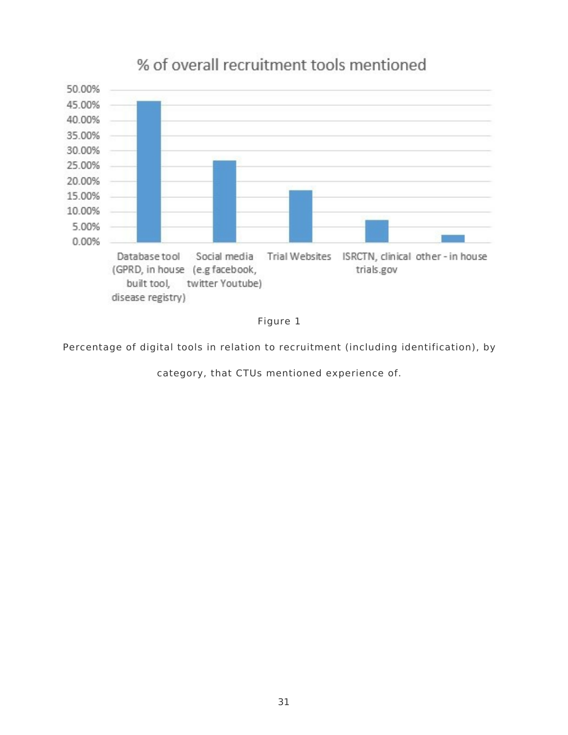% of overall recruitment tools mentioned

| Category | % |
|---|---|
| Database tool (GPRD, in house built tool, disease registry) | ~46% |
| Social media (e.g facebook, twitter Youtube) | ~27% |
| Trial Websites | ~17% |
| ISRCTN, clinical trials.gov | ~7% |
| other - in house | ~2% |

Figure 1

Percentage of digital tools in relation to recruitment (including identification), by category, that CTUs mentioned experience of.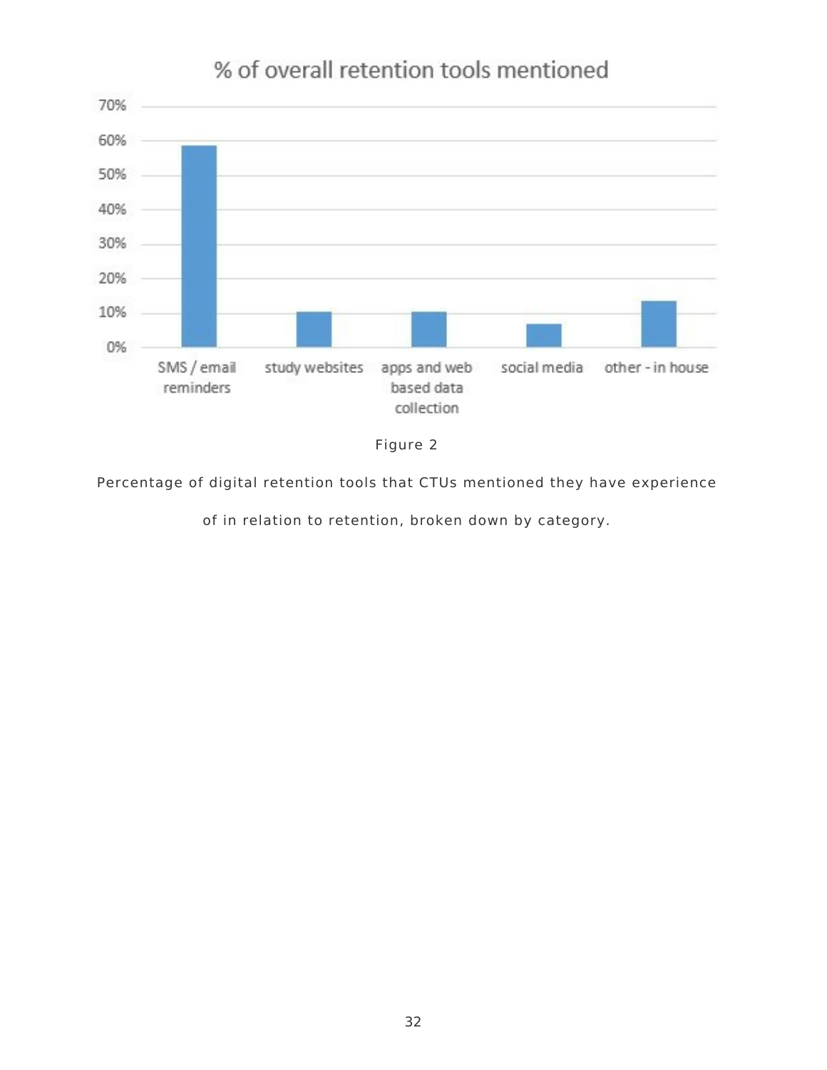% of overall retention tools mentioned

| Category | % |
|---|---|
| SMS / email reminders | ~59% |
| study websites | ~10% |
| apps and web based data collection | ~10% |
| social media | ~7% |
| other - in house | ~13% |

Figure 2

Percentage of digital retention tools that CTUs mentioned they have experience of in relation to retention, broken down by category.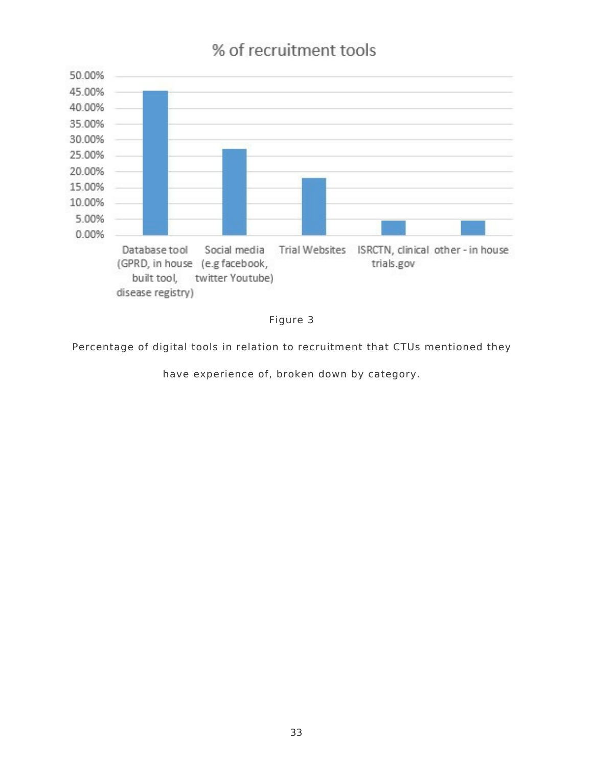% of recruitment tools

| Category | % |
|---|---|
| Database tool (GPRD, in house built tool, disease registry) | ~45% |
| Social media (e.g facebook, twitter Youtube) | ~27% |
| Trial Websites | ~18% |
| ISRCTN, clinical trials.gov | ~4.5% |
| other - in house | ~4.5% |

Figure 3

Percentage of digital tools in relation to recruitment that CTUs mentioned they have experience of, broken down by category.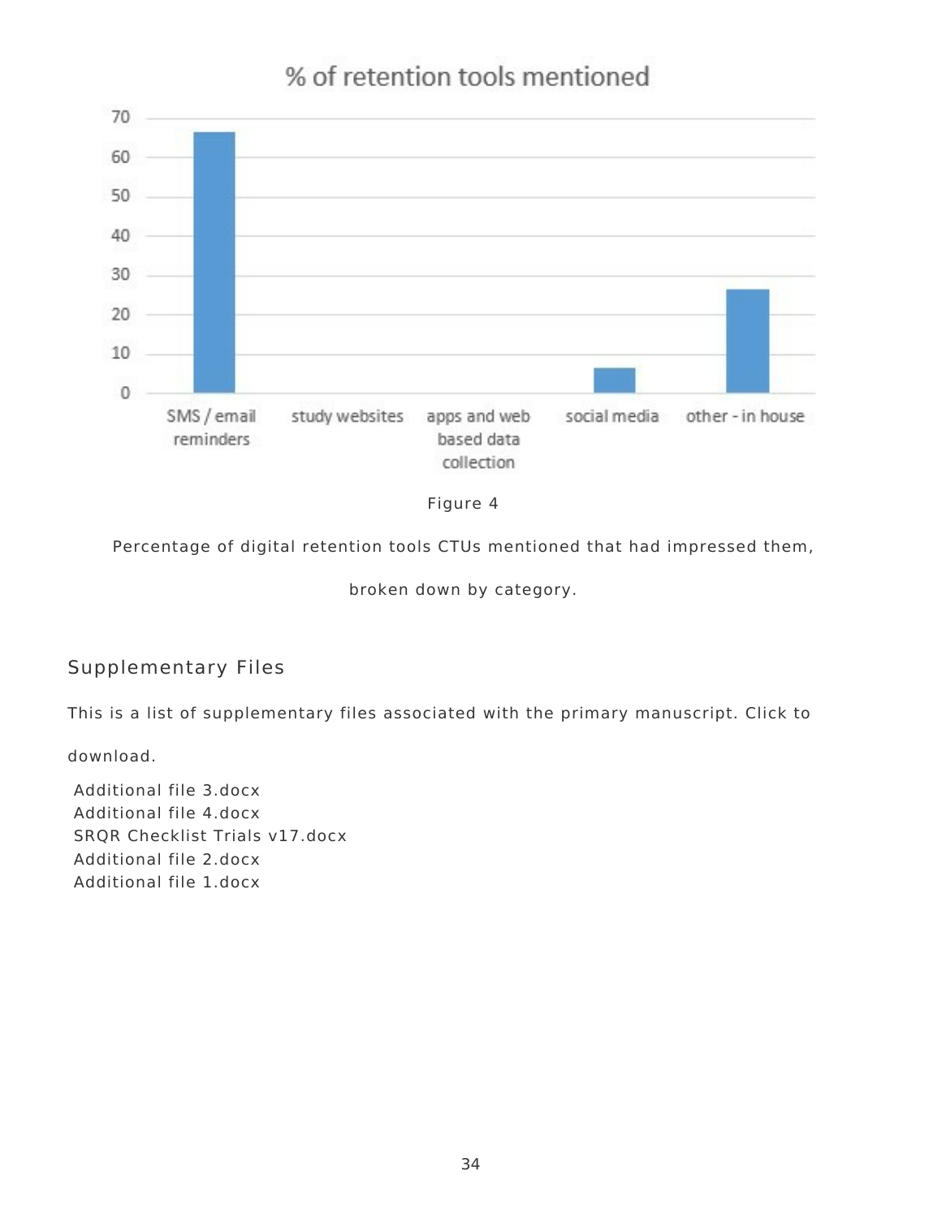% of retention tools mentioned

70
60
50
40
30
20
10
0

SMS / email reminders
study websites
apps and web based data collection
social media
other - in house

Figure 4

Percentage of digital retention tools CTUs mentioned that had impressed them, broken down by category.

## Supplementary Files

This is a list of supplementary files associated with the primary manuscript. Click to download.

- Additional file 3.docx
- Additional file 4.docx
- SRQR Checklist Trials v17.docx
- Additional file 2.docx
- Additional file 1.docx